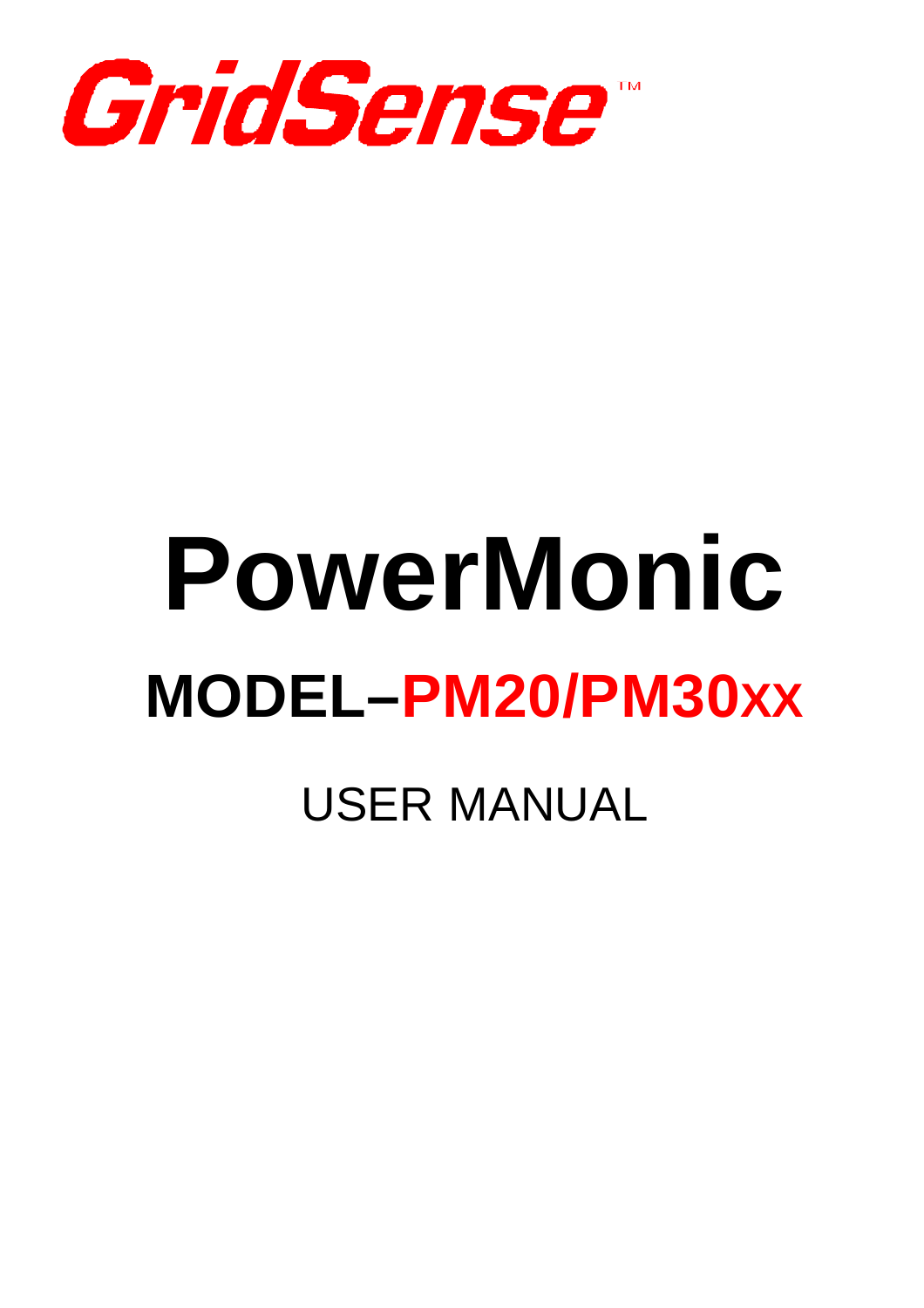GridSense™

# PowerMonic

## MODEL–PM20/PM30xx

USER MANUAL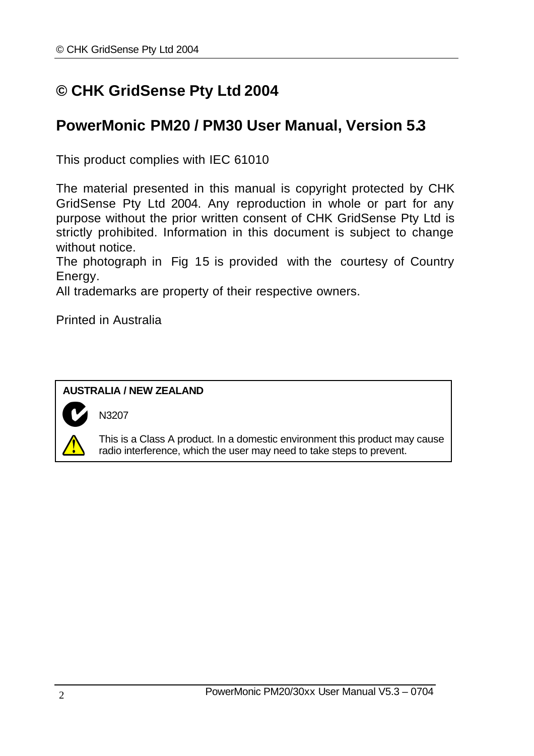# © CHK GridSense Pty Ltd 2004

## PowerMonic PM20 / PM30 User Manual, Version 5.3

This product complies with IEC 61010

The material presented in this manual is copyright protected by CHK GridSense Pty Ltd 2004. Any reproduction in whole or part for any purpose without the prior written consent of CHK GridSense Pty Ltd is strictly prohibited. Information in this document is subject to change without notice.

The photograph in Fig 15 is provided with the courtesy of Country Energy.

All trademarks are property of their respective owners.

Printed in Australia

**AUSTRALIA / NEW ZEALAND**

N3207

This is a Class A product. In a domestic environment this product may cause radio interference, which the user may need to take steps to prevent.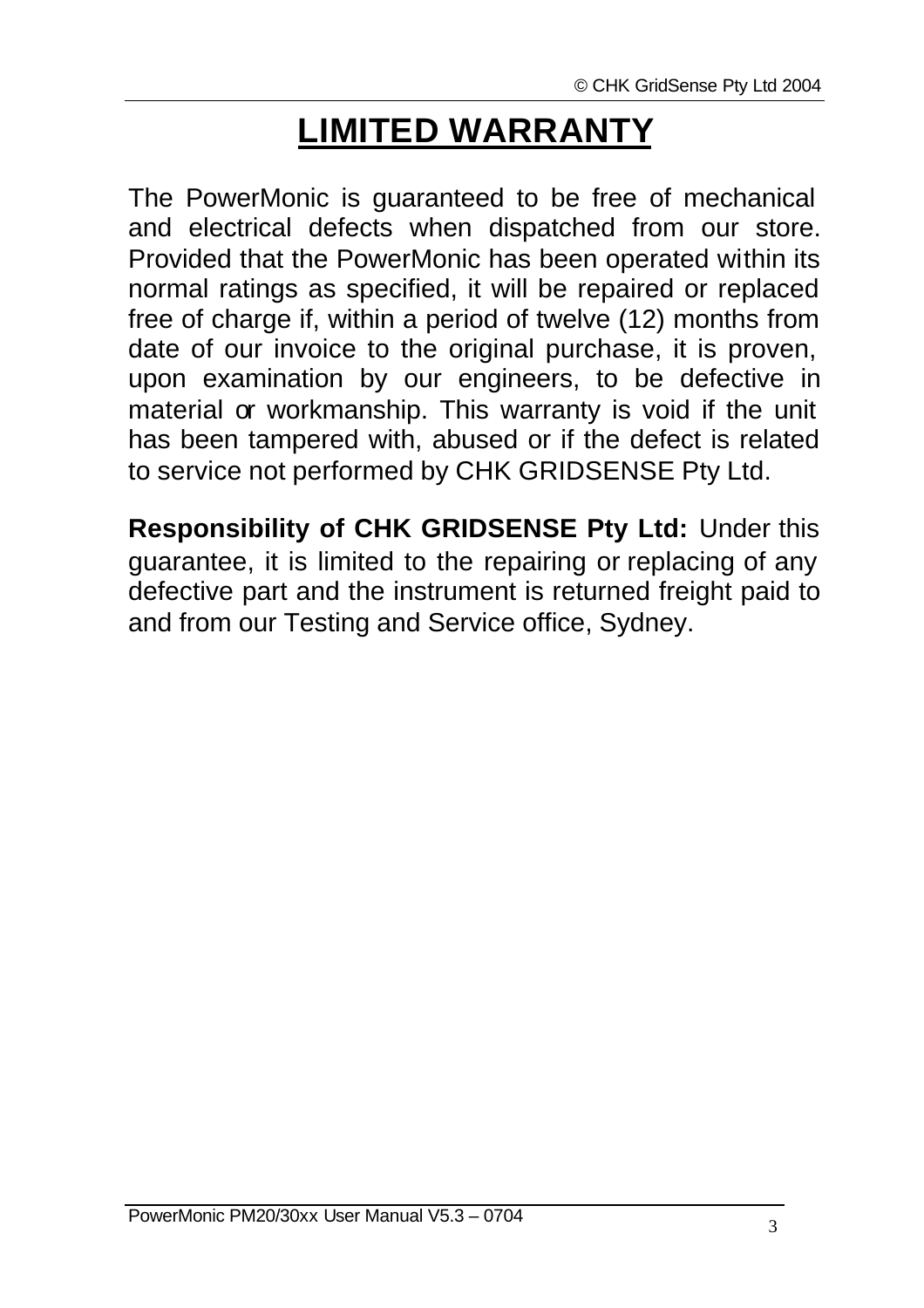# LIMITED WARRANTY

The PowerMonic is guaranteed to be free of mechanical and electrical defects when dispatched from our store. Provided that the PowerMonic has been operated within its normal ratings as specified, it will be repaired or replaced free of charge if, within a period of twelve (12) months from date of our invoice to the original purchase, it is proven, upon examination by our engineers, to be defective in material or workmanship. This warranty is void if the unit has been tampered with, abused or if the defect is related to service not performed by CHK GRIDSENSE Pty Ltd.

**Responsibility of CHK GRIDSENSE Pty Ltd:** Under this guarantee, it is limited to the repairing or replacing of any defective part and the instrument is returned freight paid to and from our Testing and Service office, Sydney.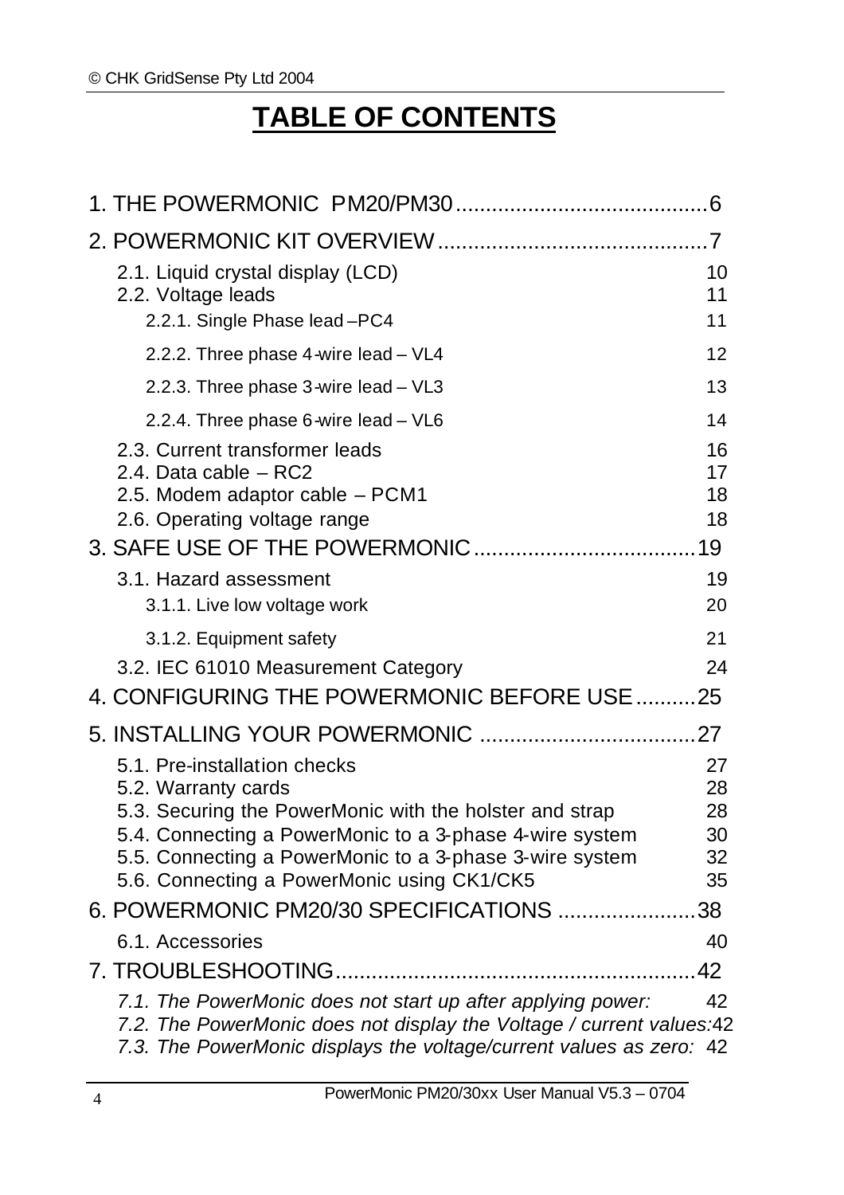# TABLE OF CONTENTS

1. THE POWERMONIC PM20/PM30 .......................................... 6

2. POWERMONIC KIT OVERVIEW .......................................... 7

- 2.1. Liquid crystal display (LCD) 10
- 2.2. Voltage leads 11
  - 2.2.1. Single Phase lead –PC4 11
  - 2.2.2. Three phase 4-wire lead – VL4 12
  - 2.2.3. Three phase 3-wire lead – VL3 13
  - 2.2.4. Three phase 6-wire lead – VL6 14
- 2.3. Current transformer leads 16
- 2.4. Data cable – RC2 17
- 2.5. Modem adaptor cable – PCM1 18
- 2.6. Operating voltage range 18

3. SAFE USE OF THE POWERMONIC .......................................... 19

- 3.1. Hazard assessment 19
  - 3.1.1. Live low voltage work 20
  - 3.1.2. Equipment safety 21
- 3.2. IEC 61010 Measurement Category 24

4. CONFIGURING THE POWERMONIC BEFORE USE .......... 25

5. INSTALLING YOUR POWERMONIC .......................................... 27

- 5.1. Pre-installation checks 27
- 5.2. Warranty cards 28
- 5.3. Securing the PowerMonic with the holster and strap 28
- 5.4. Connecting a PowerMonic to a 3-phase 4-wire system 30
- 5.5. Connecting a PowerMonic to a 3-phase 3-wire system 32
- 5.6. Connecting a PowerMonic using CK1/CK5 35

6. POWERMONIC PM20/30 SPECIFICATIONS .......................... 38

- 6.1. Accessories 40

7. TROUBLESHOOTING .......................................... 42

- *7.1. The PowerMonic does not start up after applying power:* 42
- *7.2. The PowerMonic does not display the Voltage / current values:* 42
- *7.3. The PowerMonic displays the voltage/current values as zero:* 42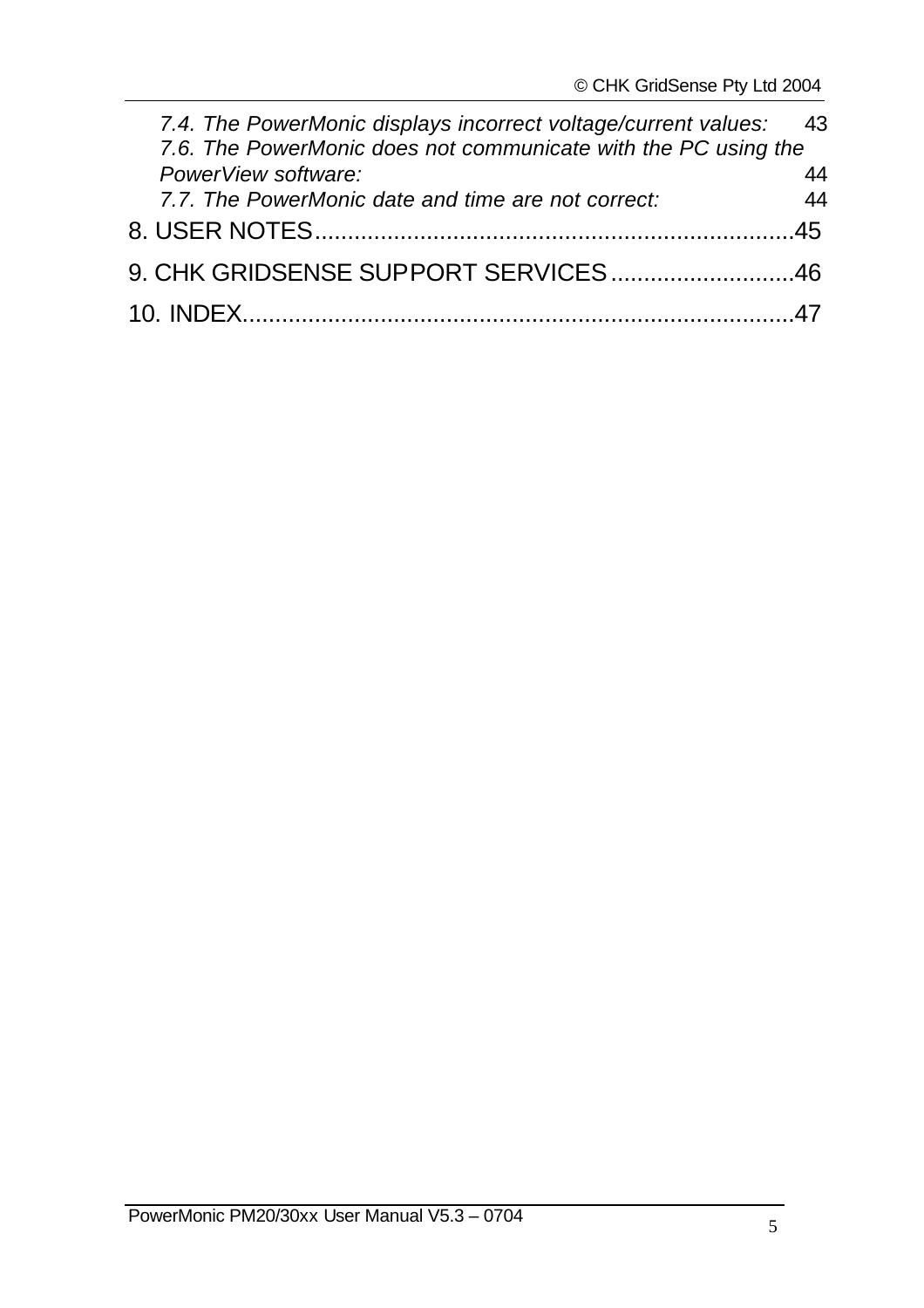*7.4. The PowerMonic displays incorrect voltage/current values:* 43
*7.6. The PowerMonic does not communicate with the PC using the PowerView software:* 44
*7.7. The PowerMonic date and time are not correct:* 44

8. USER NOTES........................................................................45

9. CHK GRIDSENSE SUPPORT SERVICES............................46

10. INDEX..................................................................................47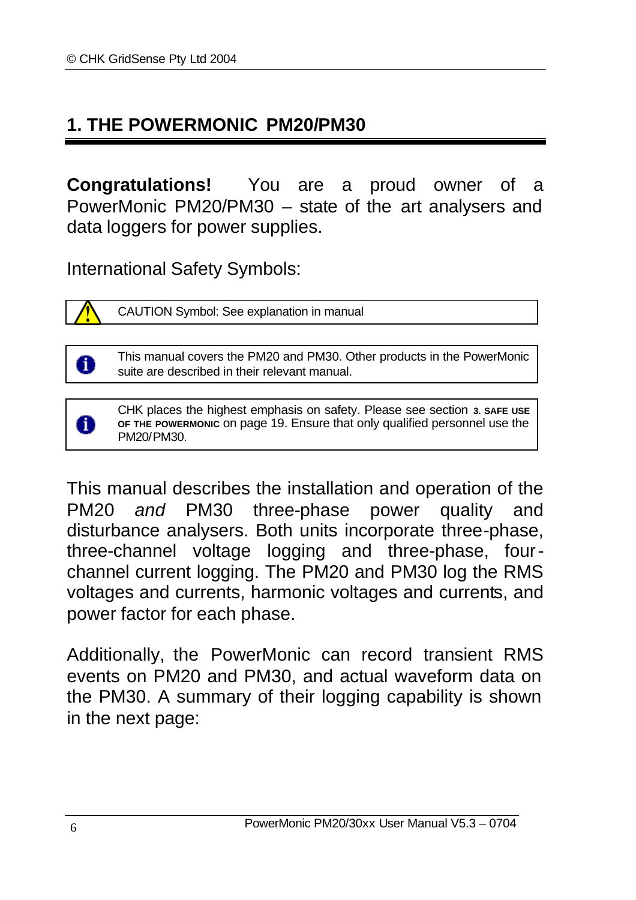# 1. THE POWERMONIC PM20/PM30

**Congratulations!** You are a proud owner of a PowerMonic PM20/PM30 – state of the art analysers and data loggers for power supplies.

International Safety Symbols:

| | |
|---|---|
| ⚠ | CAUTION Symbol: See explanation in manual |

| | |
|---|---|
| ℹ | This manual covers the PM20 and PM30. Other products in the PowerMonic suite are described in their relevant manual. |

| | |
|---|---|
| ℹ | CHK places the highest emphasis on safety. Please see section **3. SAFE USE OF THE POWERMONIC** on page 19. Ensure that only qualified personnel use the PM20/PM30. |

This manual describes the installation and operation of the PM20 *and* PM30 three-phase power quality and disturbance analysers. Both units incorporate three-phase, three-channel voltage logging and three-phase, four-channel current logging. The PM20 and PM30 log the RMS voltages and currents, harmonic voltages and currents, and power factor for each phase.

Additionally, the PowerMonic can record transient RMS events on PM20 and PM30, and actual waveform data on the PM30. A summary of their logging capability is shown in the next page: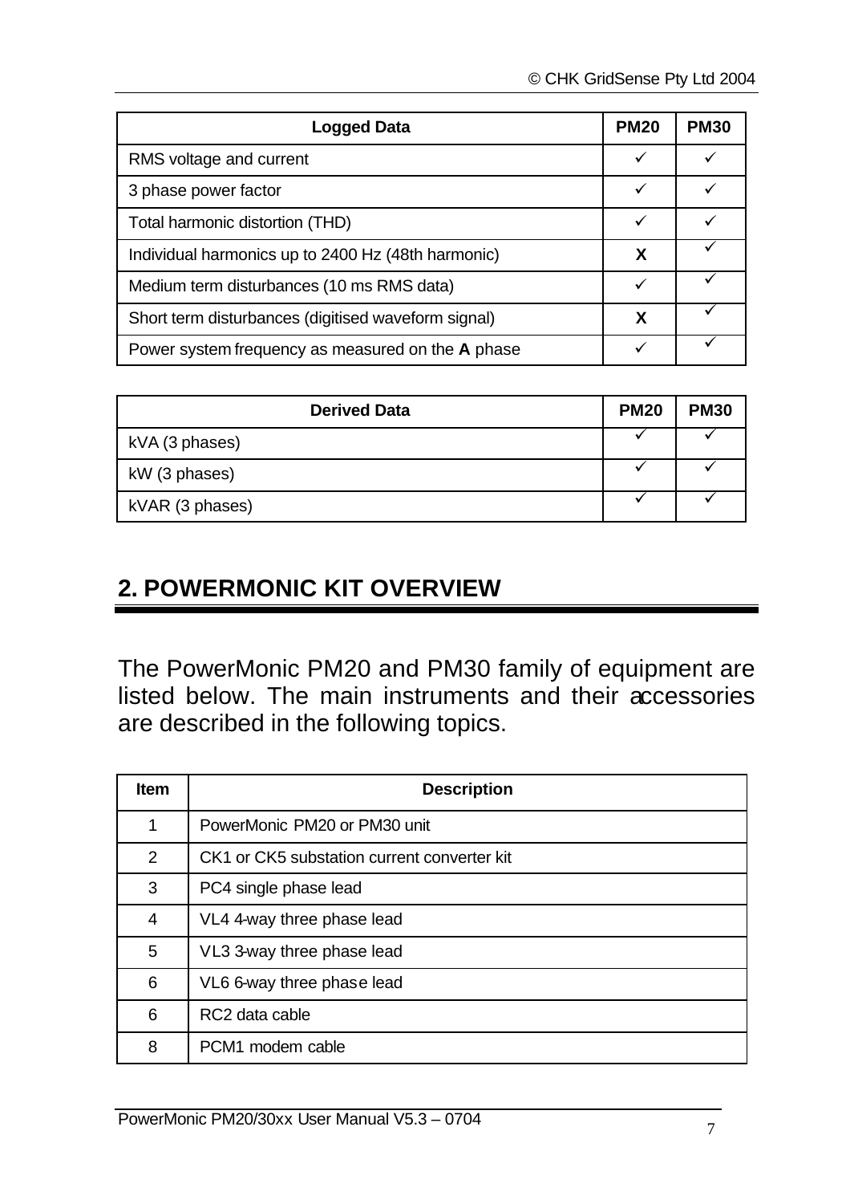| Logged Data | PM20 | PM30 |
|---|---|---|
| RMS voltage and current | ✓ | ✓ |
| 3 phase power factor | ✓ | ✓ |
| Total harmonic distortion (THD) | ✓ | ✓ |
| Individual harmonics up to 2400 Hz (48th harmonic) | **X** | ✓ |
| Medium term disturbances (10 ms RMS data) | ✓ | ✓ |
| Short term disturbances (digitised waveform signal) | **X** | ✓ |
| Power system frequency as measured on the **A** phase | ✓ | ✓ |

| Derived Data | PM20 | PM30 |
|---|---|---|
| kVA (3 phases) | ✓ | ✓ |
| kW (3 phases) | ✓ | ✓ |
| kVAR (3 phases) | ✓ | ✓ |

## 2. POWERMONIC KIT OVERVIEW

The PowerMonic PM20 and PM30 family of equipment are listed below. The main instruments and their accessories are described in the following topics.

| Item | Description |
|---|---|
| 1 | PowerMonic PM20 or PM30 unit |
| 2 | CK1 or CK5 substation current converter kit |
| 3 | PC4 single phase lead |
| 4 | VL4 4-way three phase lead |
| 5 | VL3 3-way three phase lead |
| 6 | VL6 6-way three phase lead |
| 6 | RC2 data cable |
| 8 | PCM1 modem cable |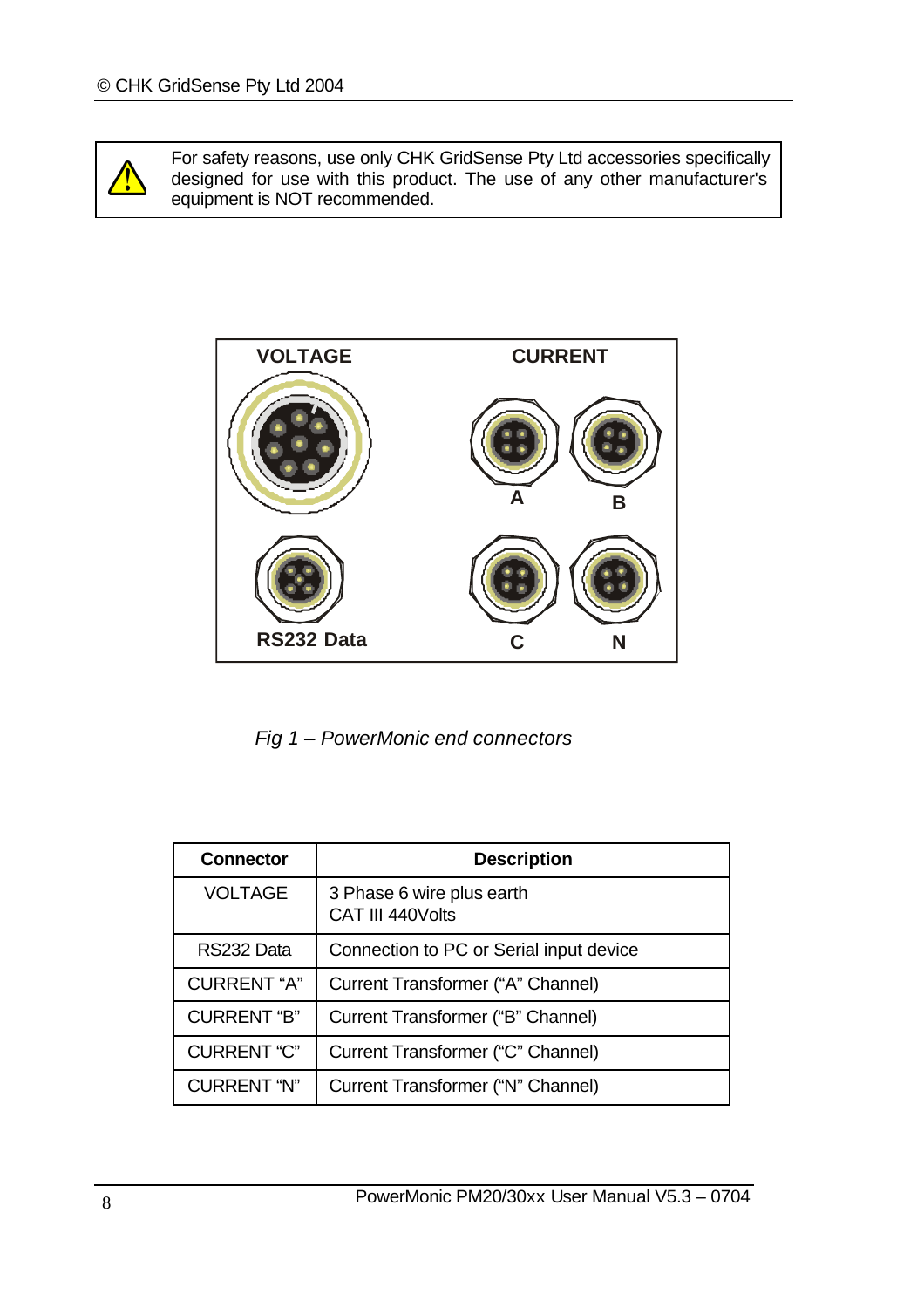⚠ For safety reasons, use only CHK GridSense Pty Ltd accessories specifically designed for use with this product. The use of any other manufacturer's equipment is NOT recommended.

*Fig 1 – PowerMonic end connectors*

| Connector | Description |
|---|---|
| VOLTAGE | 3 Phase 6 wire plus earth<br>CAT III 440Volts |
| RS232 Data | Connection to PC or Serial input device |
| CURRENT "A" | Current Transformer ("A" Channel) |
| CURRENT "B" | Current Transformer ("B" Channel) |
| CURRENT "C" | Current Transformer ("C" Channel) |
| CURRENT "N" | Current Transformer ("N" Channel) |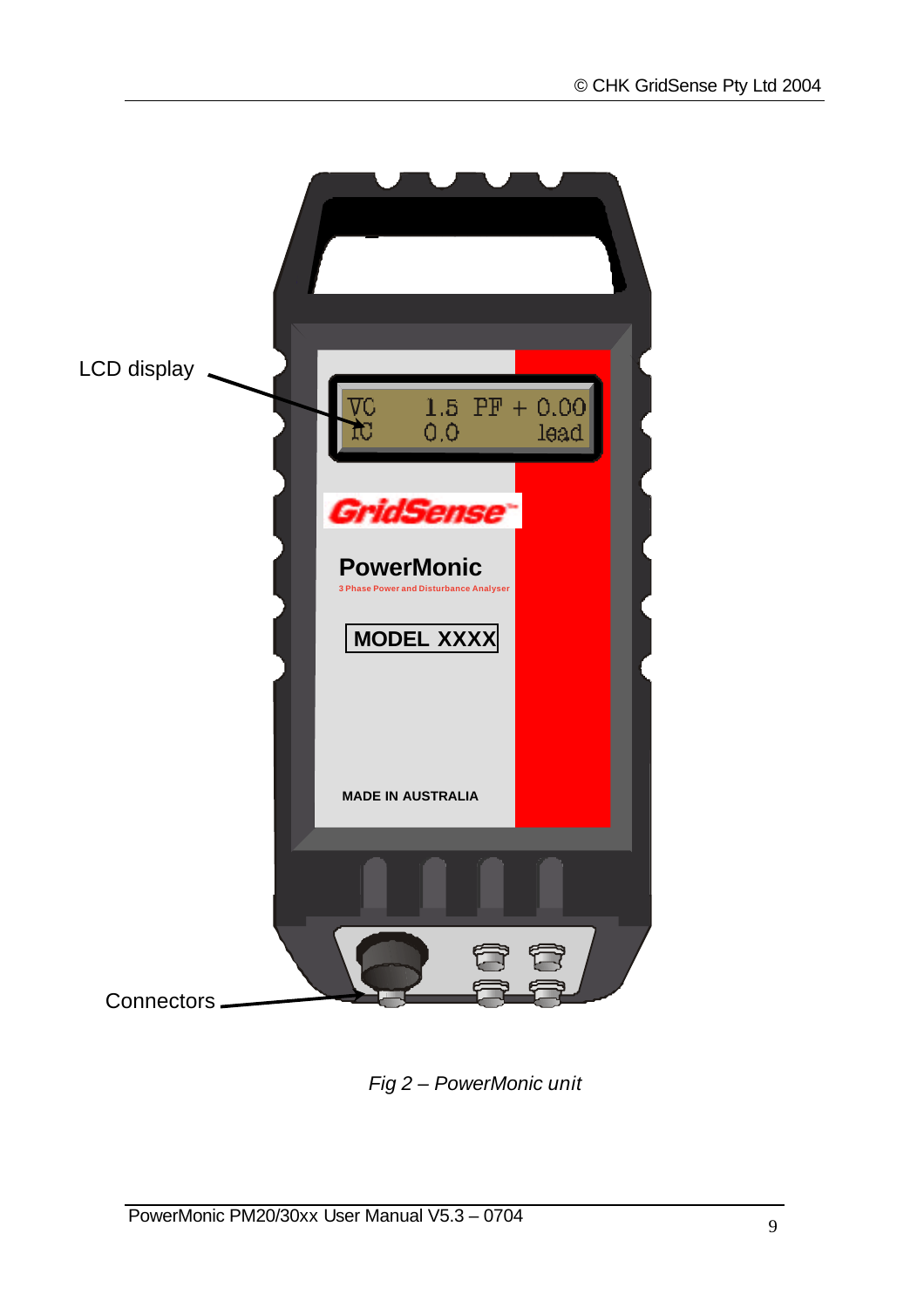LCD display

Connectors

*Fig 2 – PowerMonic unit*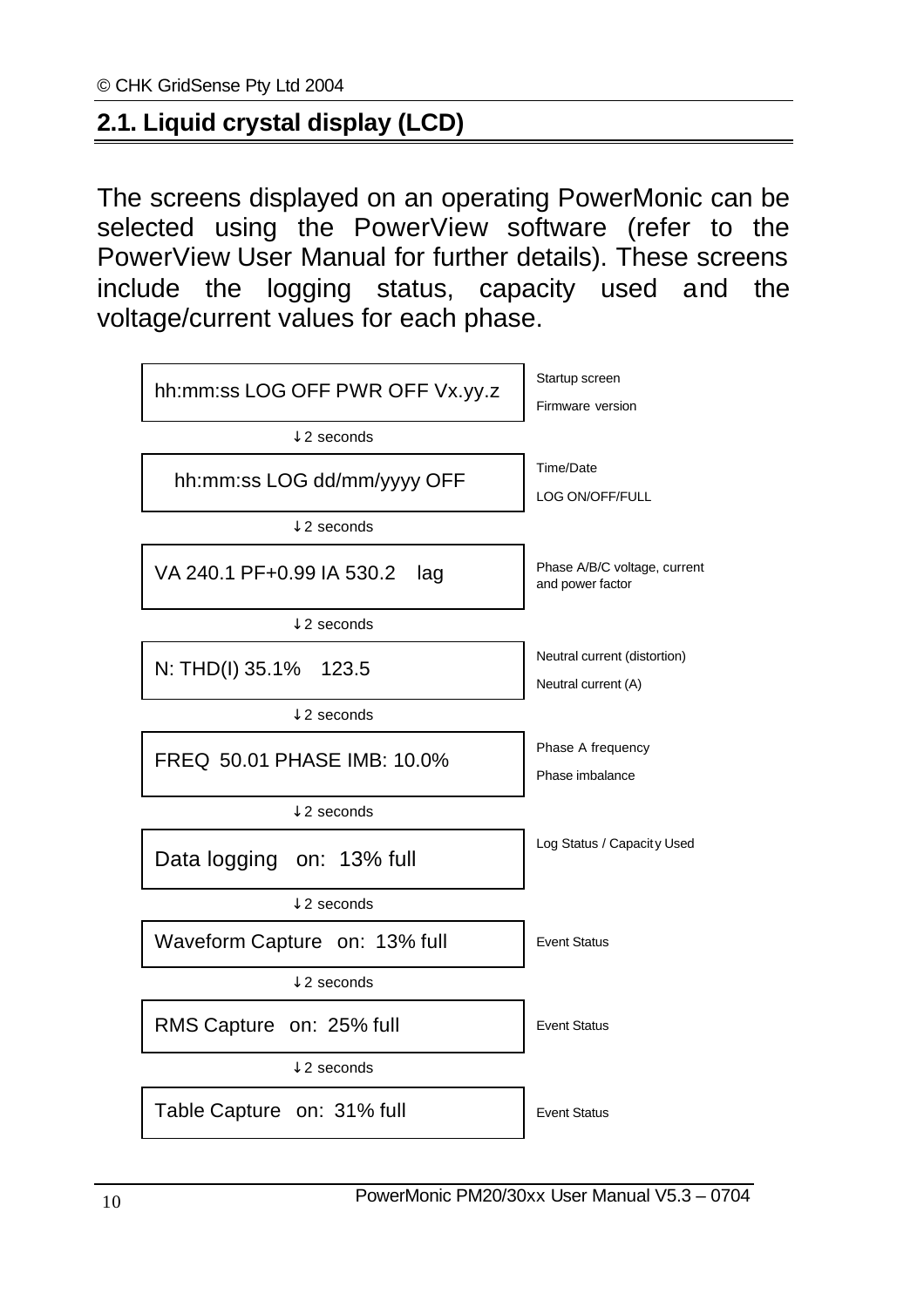## 2.1. Liquid crystal display (LCD)

The screens displayed on an operating PowerMonic can be selected using the PowerView software (refer to the PowerView User Manual for further details). These screens include the logging status, capacity used and the voltage/current values for each phase.

| Screen | Description |
|---|---|
| hh:mm:ss LOG OFF PWR OFF Vx.yy.z | Startup screen<br>Firmware version |
| ↓2 seconds | |
| hh:mm:ss LOG dd/mm/yyyy OFF | Time/Date<br>LOG ON/OFF/FULL |
| ↓2 seconds | |
| VA 240.1 PF+0.99 IA 530.2 lag | Phase A/B/C voltage, current and power factor |
| ↓2 seconds | |
| N: THD(I) 35.1% 123.5 | Neutral current (distortion)<br>Neutral current (A) |
| ↓2 seconds | |
| FREQ 50.01 PHASE IMB: 10.0% | Phase A frequency<br>Phase imbalance |
| ↓2 seconds | |
| Data logging on: 13% full | Log Status / Capacity Used |
| ↓2 seconds | |
| Waveform Capture on: 13% full | Event Status |
| ↓2 seconds | |
| RMS Capture on: 25% full | Event Status |
| ↓2 seconds | |
| Table Capture on: 31% full | Event Status |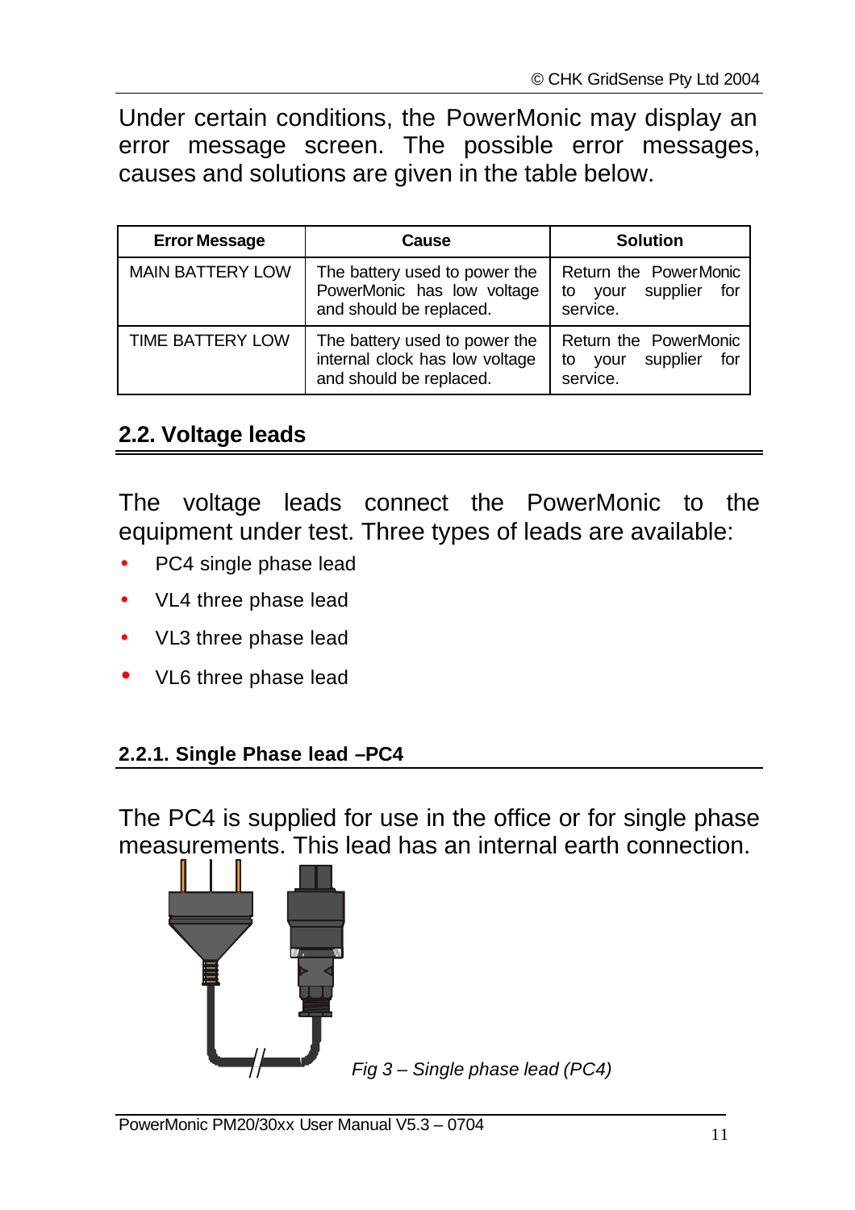Under certain conditions, the PowerMonic may display an error message screen. The possible error messages, causes and solutions are given in the table below.

| Error Message | Cause | Solution |
|---|---|---|
| MAIN BATTERY LOW | The battery used to power the PowerMonic has low voltage and should be replaced. | Return the PowerMonic to your supplier for service. |
| TIME BATTERY LOW | The battery used to power the internal clock has low voltage and should be replaced. | Return the PowerMonic to your supplier for service. |

## 2.2. Voltage leads

The voltage leads connect the PowerMonic to the equipment under test. Three types of leads are available:

- PC4 single phase lead
- VL4 three phase lead
- VL3 three phase lead
- VL6 three phase lead

### 2.2.1. Single Phase lead –PC4

The PC4 is supplied for use in the office or for single phase measurements. This lead has an internal earth connection.

*Fig 3 – Single phase lead (PC4)*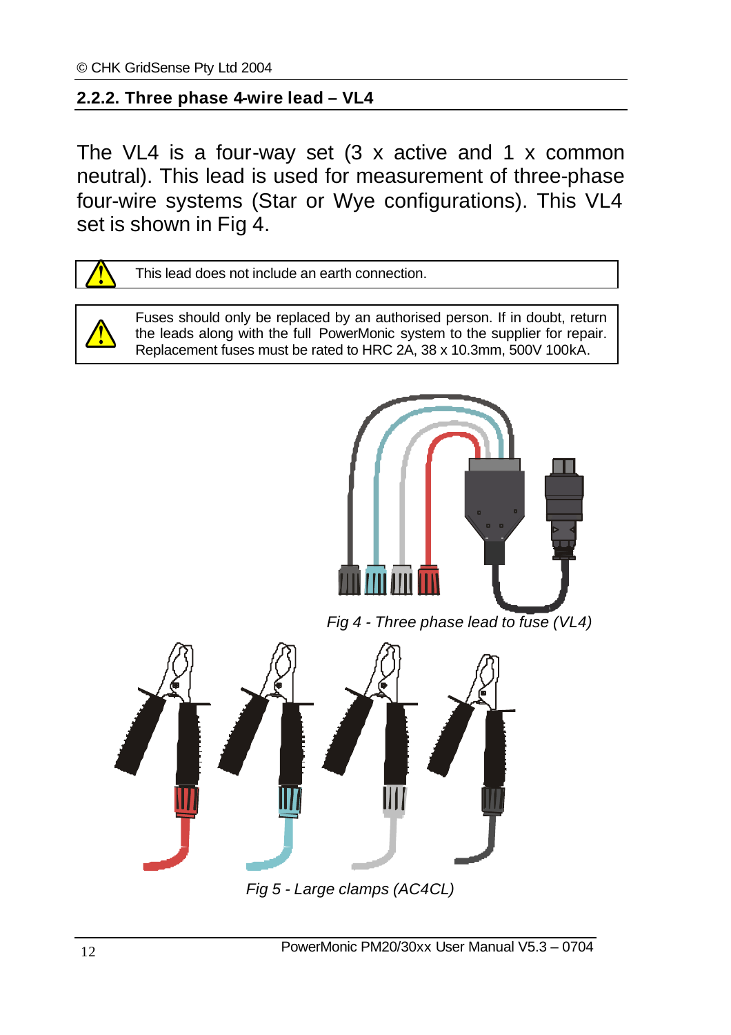## 2.2.2. Three phase 4-wire lead – VL4

The VL4 is a four-way set (3 x active and 1 x common neutral). This lead is used for measurement of three-phase four-wire systems (Star or Wye configurations). This VL4 set is shown in Fig 4.

> ⚠ This lead does not include an earth connection.

> ⚠ Fuses should only be replaced by an authorised person. If in doubt, return the leads along with the full PowerMonic system to the supplier for repair. Replacement fuses must be rated to HRC 2A, 38 x 10.3mm, 500V 100kA.

*Fig 4 - Three phase lead to fuse (VL4)*

*Fig 5 - Large clamps (AC4CL)*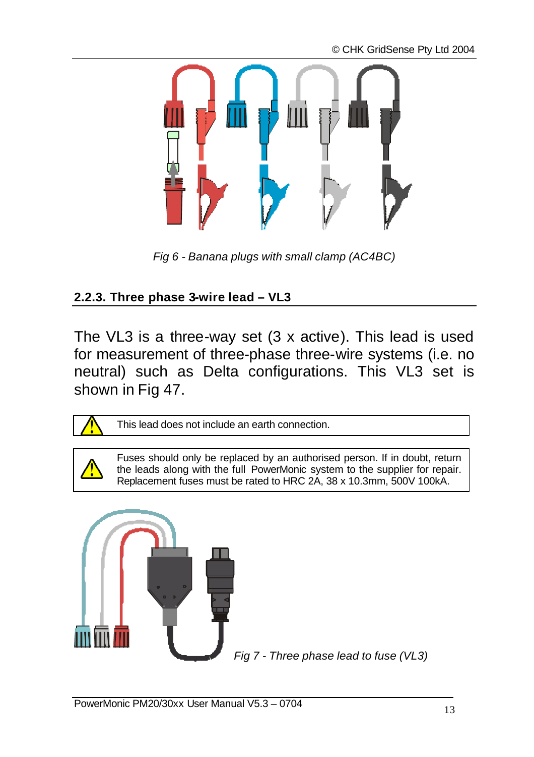*Fig 6 - Banana plugs with small clamp (AC4BC)*

### 2.2.3. Three phase 3-wire lead – VL3

The VL3 is a three-way set (3 x active). This lead is used for measurement of three-phase three-wire systems (i.e. no neutral) such as Delta configurations. This VL3 set is shown in Fig 47.

| ⚠ | This lead does not include an earth connection. |
|---|---|

| ⚠ | Fuses should only be replaced by an authorised person. If in doubt, return the leads along with the full PowerMonic system to the supplier for repair. Replacement fuses must be rated to HRC 2A, 38 x 10.3mm, 500V 100kA. |
|---|---|

*Fig 7 - Three phase lead to fuse (VL3)*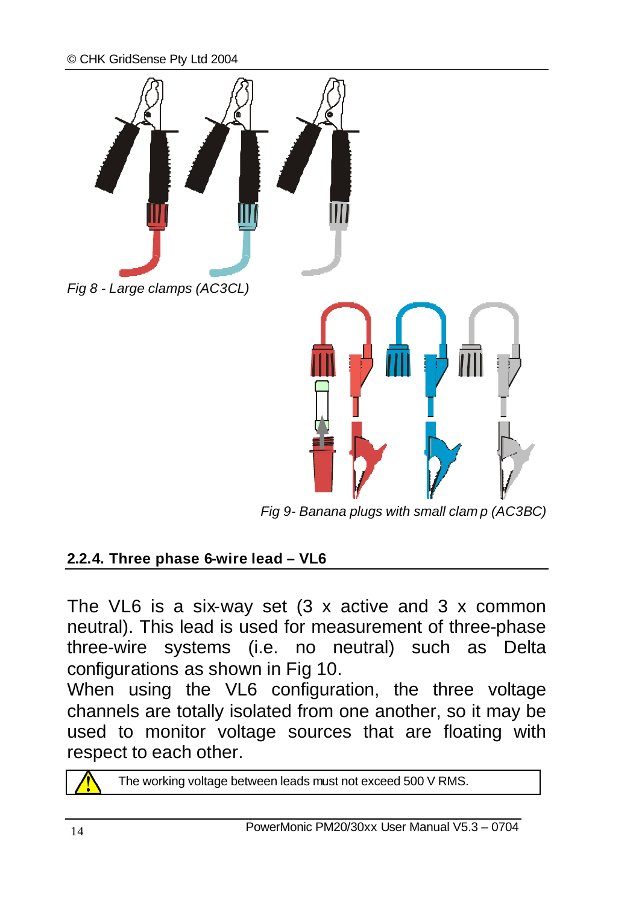*Fig 8 - Large clamps (AC3CL)*

*Fig 9- Banana plugs with small clam p (AC3BC)*

## 2.2.4. Three phase 6-wire lead – VL6

The VL6 is a six-way set (3 x active and 3 x common neutral). This lead is used for measurement of three-phase three-wire systems (i.e. no neutral) such as Delta configurations as shown in Fig 10.

When using the VL6 configuration, the three voltage channels are totally isolated from one another, so it may be used to monitor voltage sources that are floating with respect to each other.

> ⚠ The working voltage between leads must not exceed 500 V RMS.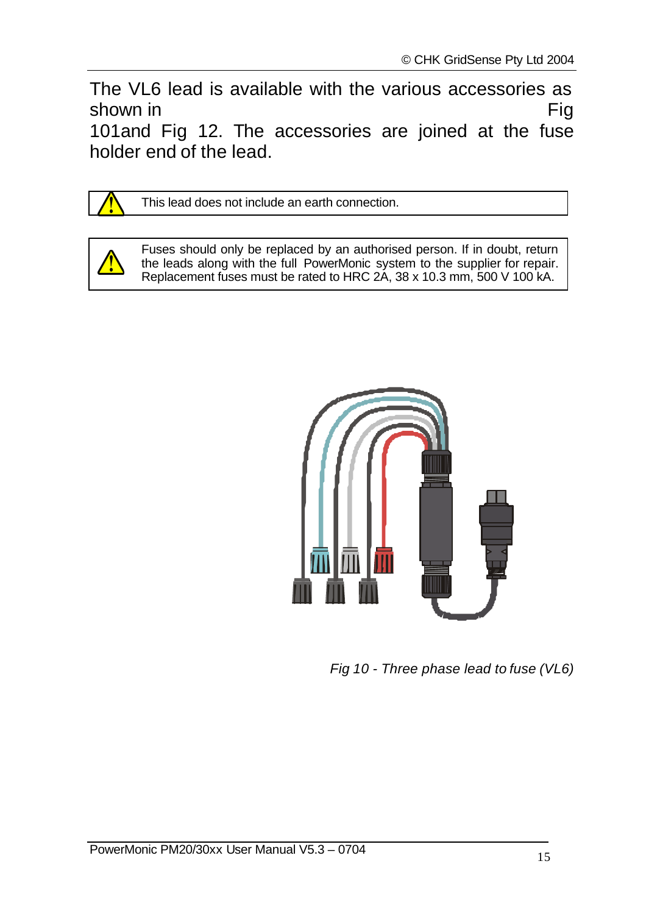The VL6 lead is available with the various accessories as shown in Fig 101and Fig 12. The accessories are joined at the fuse holder end of the lead.

> ⚠ This lead does not include an earth connection.

> ⚠ Fuses should only be replaced by an authorised person. If in doubt, return the leads along with the full PowerMonic system to the supplier for repair. Replacement fuses must be rated to HRC 2A, 38 x 10.3 mm, 500 V 100 kA.

*Fig 10 - Three phase lead to fuse (VL6)*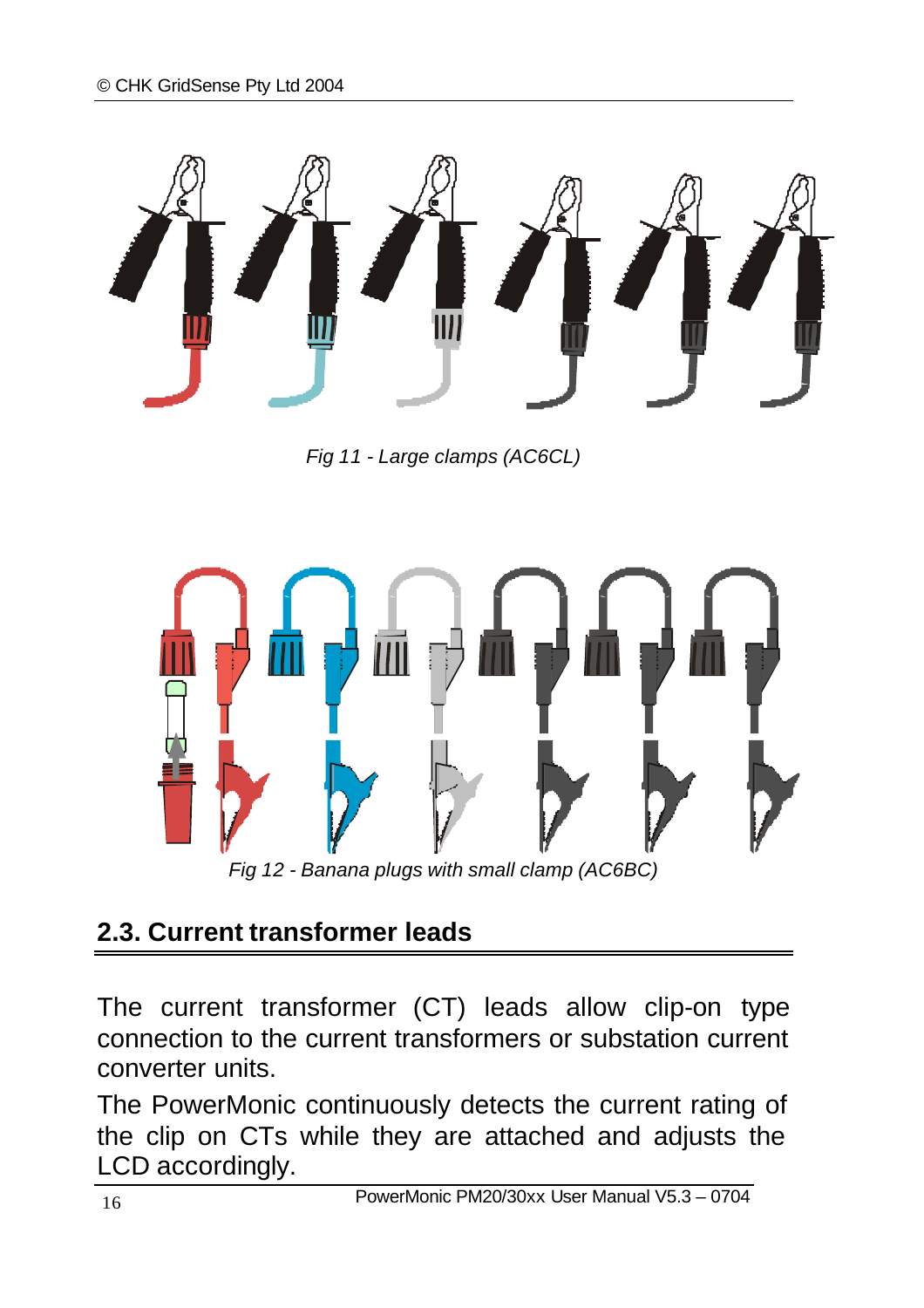*Fig 11 - Large clamps (AC6CL)*

*Fig 12 - Banana plugs with small clamp (AC6BC)*

## 2.3. Current transformer leads

The current transformer (CT) leads allow clip-on type connection to the current transformers or substation current converter units.

The PowerMonic continuously detects the current rating of the clip on CTs while they are attached and adjusts the LCD accordingly.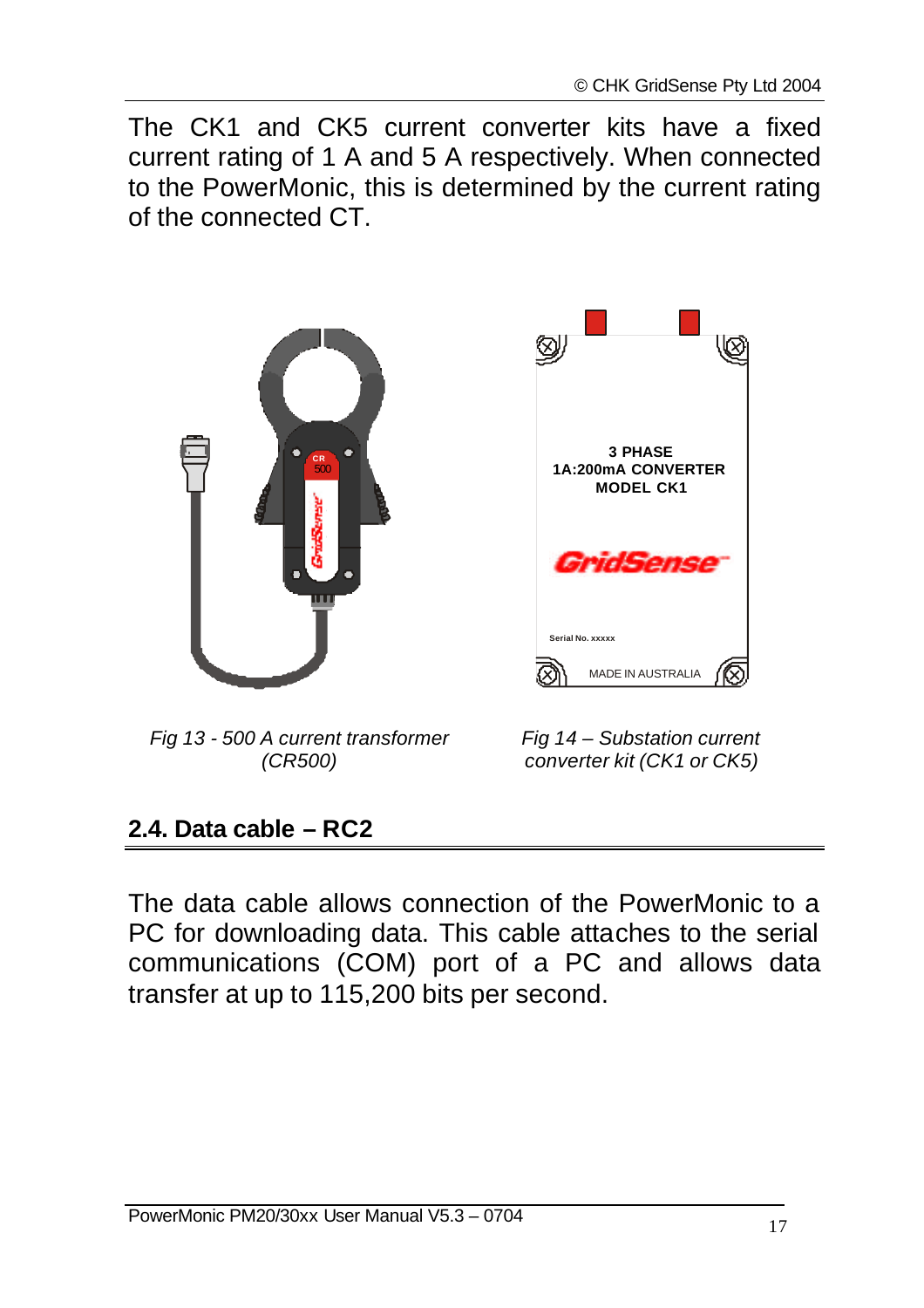The CK1 and CK5 current converter kits have a fixed current rating of 1 A and 5 A respectively. When connected to the PowerMonic, this is determined by the current rating of the connected CT.

*Fig 13 - 500 A current transformer (CR500)*

*Fig 14 – Substation current converter kit (CK1 or CK5)*

## 2.4. Data cable – RC2

The data cable allows connection of the PowerMonic to a PC for downloading data. This cable attaches to the serial communications (COM) port of a PC and allows data transfer at up to 115,200 bits per second.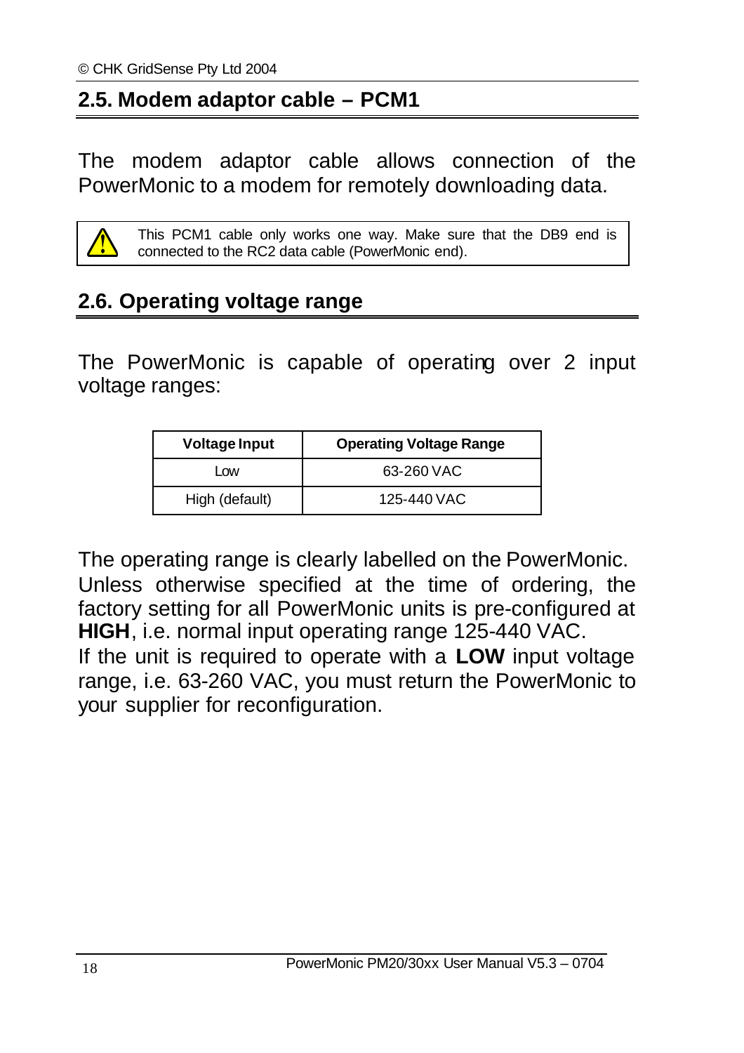## 2.5. Modem adaptor cable – PCM1

The modem adaptor cable allows connection of the PowerMonic to a modem for remotely downloading data.

> ⚠ This PCM1 cable only works one way. Make sure that the DB9 end is connected to the RC2 data cable (PowerMonic end).

## 2.6. Operating voltage range

The PowerMonic is capable of operating over 2 input voltage ranges:

| Voltage Input | Operating Voltage Range |
| --- | --- |
| Low | 63-260 VAC |
| High (default) | 125-440 VAC |

The operating range is clearly labelled on the PowerMonic.
Unless otherwise specified at the time of ordering, the factory setting for all PowerMonic units is pre-configured at **HIGH**, i.e. normal input operating range 125-440 VAC.
If the unit is required to operate with a **LOW** input voltage range, i.e. 63-260 VAC, you must return the PowerMonic to your supplier for reconfiguration.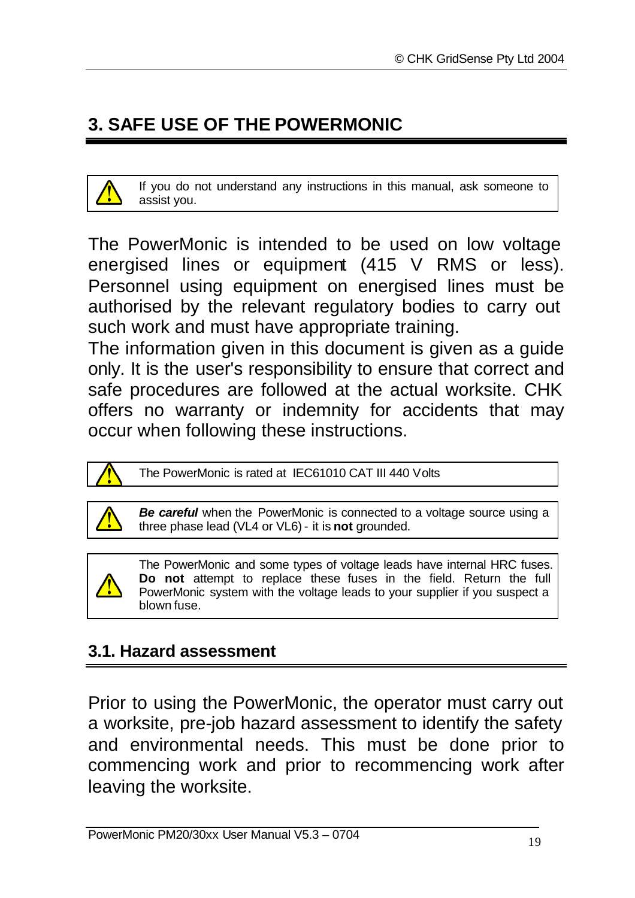# 3. SAFE USE OF THE POWERMONIC

> ⚠ If you do not understand any instructions in this manual, ask someone to assist you.

The PowerMonic is intended to be used on low voltage energised lines or equipment (415 V RMS or less). Personnel using equipment on energised lines must be authorised by the relevant regulatory bodies to carry out such work and must have appropriate training.

The information given in this document is given as a guide only. It is the user's responsibility to ensure that correct and safe procedures are followed at the actual worksite. CHK offers no warranty or indemnity for accidents that may occur when following these instructions.

> ⚠ The PowerMonic is rated at IEC61010 CAT III 440 Volts

> ⚠ ***Be careful*** when the PowerMonic is connected to a voltage source using a three phase lead (VL4 or VL6) - it is **not** grounded.

> ⚠ The PowerMonic and some types of voltage leads have internal HRC fuses. **Do not** attempt to replace these fuses in the field. Return the full PowerMonic system with the voltage leads to your supplier if you suspect a blown fuse.

## 3.1. Hazard assessment

Prior to using the PowerMonic, the operator must carry out a worksite, pre-job hazard assessment to identify the safety and environmental needs. This must be done prior to commencing work and prior to recommencing work after leaving the worksite.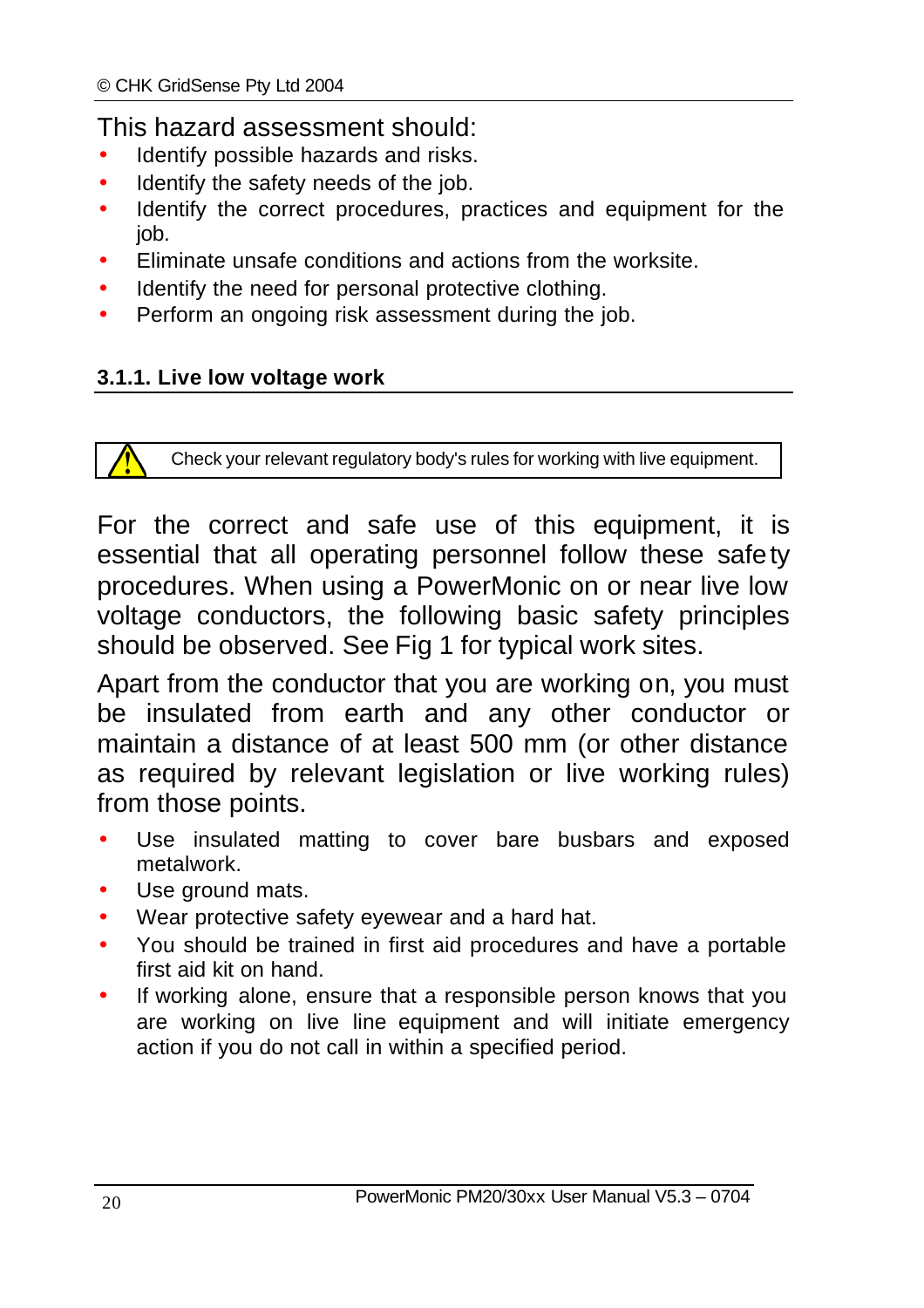This hazard assessment should:

- Identify possible hazards and risks.
- Identify the safety needs of the job.
- Identify the correct procedures, practices and equipment for the job.
- Eliminate unsafe conditions and actions from the worksite.
- Identify the need for personal protective clothing.
- Perform an ongoing risk assessment during the job.

### 3.1.1. Live low voltage work

> ⚠ Check your relevant regulatory body's rules for working with live equipment.

For the correct and safe use of this equipment, it is essential that all operating personnel follow these safety procedures. When using a PowerMonic on or near live low voltage conductors, the following basic safety principles should be observed. See Fig 1 for typical work sites.

Apart from the conductor that you are working on, you must be insulated from earth and any other conductor or maintain a distance of at least 500 mm (or other distance as required by relevant legislation or live working rules) from those points.

- Use insulated matting to cover bare busbars and exposed metalwork.
- Use ground mats.
- Wear protective safety eyewear and a hard hat.
- You should be trained in first aid procedures and have a portable first aid kit on hand.
- If working alone, ensure that a responsible person knows that you are working on live line equipment and will initiate emergency action if you do not call in within a specified period.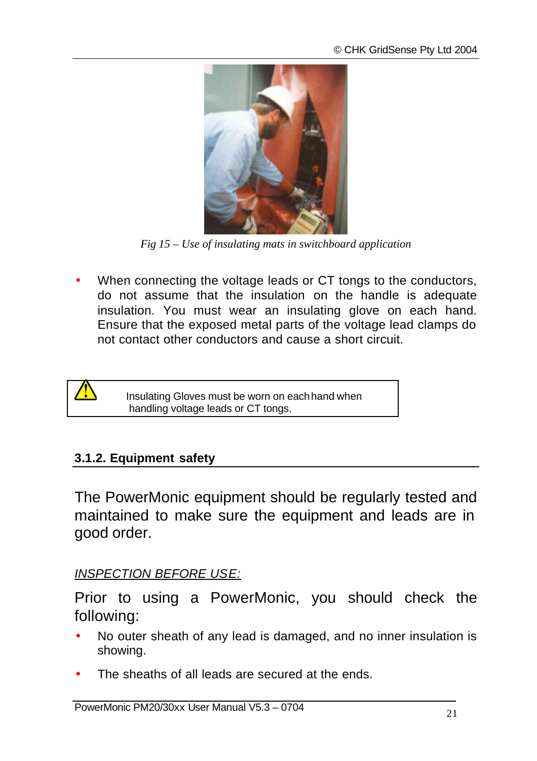*Fig 15 – Use of insulating mats in switchboard application*

- When connecting the voltage leads or CT tongs to the conductors, do not assume that the insulation on the handle is adequate insulation. You must wear an insulating glove on each hand. Ensure that the exposed metal parts of the voltage lead clamps do not contact other conductors and cause a short circuit.

> ⚠ Insulating Gloves must be worn on each hand when handling voltage leads or CT tongs.

### 3.1.2. Equipment safety

The PowerMonic equipment should be regularly tested and maintained to make sure the equipment and leads are in good order.

*INSPECTION BEFORE USE:*

Prior to using a PowerMonic, you should check the following:

- No outer sheath of any lead is damaged, and no inner insulation is showing.
- The sheaths of all leads are secured at the ends.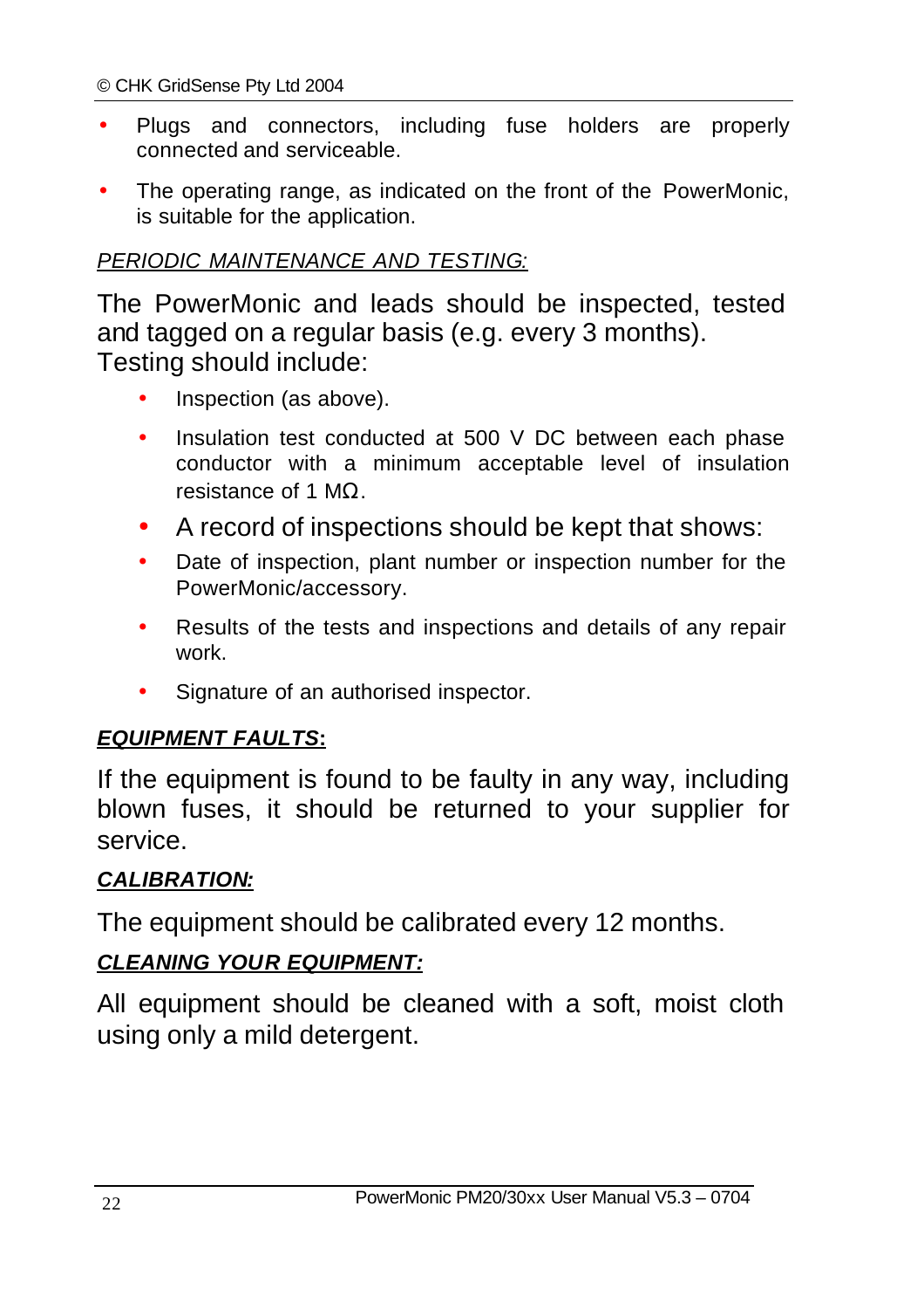- Plugs and connectors, including fuse holders are properly connected and serviceable.
- The operating range, as indicated on the front of the PowerMonic, is suitable for the application.

*PERIODIC MAINTENANCE AND TESTING:*

The PowerMonic and leads should be inspected, tested and tagged on a regular basis (e.g. every 3 months). Testing should include:

- Inspection (as above).
- Insulation test conducted at 500 V DC between each phase conductor with a minimum acceptable level of insulation resistance of 1 MΩ.
- A record of inspections should be kept that shows:
- Date of inspection, plant number or inspection number for the PowerMonic/accessory.
- Results of the tests and inspections and details of any repair work.
- Signature of an authorised inspector.

***EQUIPMENT FAULTS*:**

If the equipment is found to be faulty in any way, including blown fuses, it should be returned to your supplier for service.

***CALIBRATION:***

The equipment should be calibrated every 12 months.

***CLEANING YOUR EQUIPMENT:***

All equipment should be cleaned with a soft, moist cloth using only a mild detergent.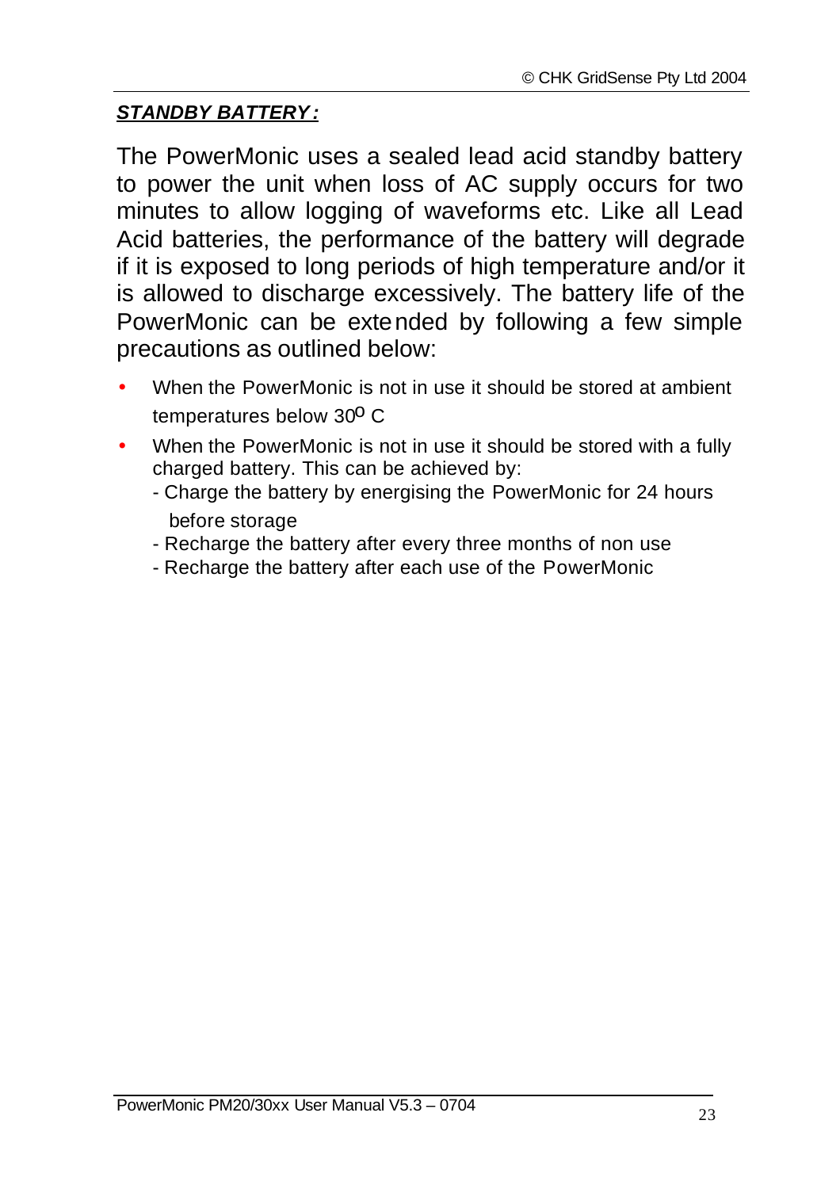***STANDBY BATTERY:***

The PowerMonic uses a sealed lead acid standby battery to power the unit when loss of AC supply occurs for two minutes to allow logging of waveforms etc. Like all Lead Acid batteries, the performance of the battery will degrade if it is exposed to long periods of high temperature and/or it is allowed to discharge excessively. The battery life of the PowerMonic can be extended by following a few simple precautions as outlined below:

- When the PowerMonic is not in use it should be stored at ambient temperatures below 30$^{o}$ C
- When the PowerMonic is not in use it should be stored with a fully charged battery. This can be achieved by:
  - Charge the battery by energising the PowerMonic for 24 hours before storage
  - Recharge the battery after every three months of non use
  - Recharge the battery after each use of the PowerMonic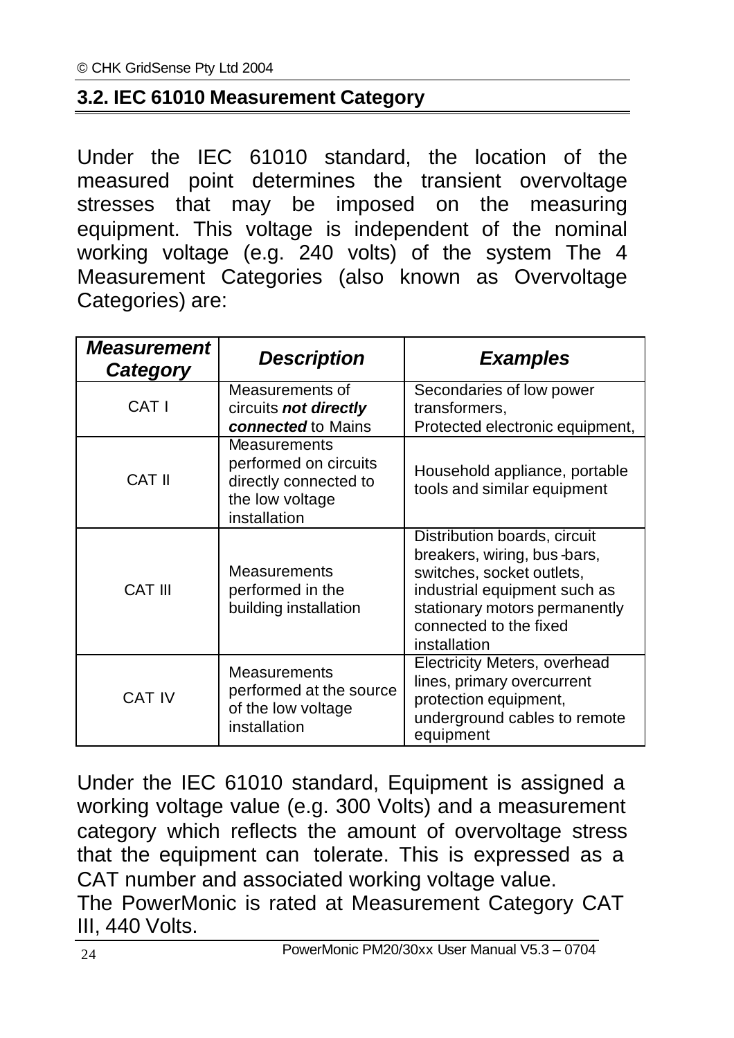## 3.2. IEC 61010 Measurement Category

Under the IEC 61010 standard, the location of the measured point determines the transient overvoltage stresses that may be imposed on the measuring equipment. This voltage is independent of the nominal working voltage (e.g. 240 volts) of the system The 4 Measurement Categories (also known as Overvoltage Categories) are:

| ***Measurement Category*** | ***Description*** | ***Examples*** |
|---|---|---|
| CAT I | Measurements of circuits ***not directly connected*** to Mains | Secondaries of low power transformers, Protected electronic equipment, |
| CAT II | Measurements performed on circuits directly connected to the low voltage installation | Household appliance, portable tools and similar equipment |
| CAT III | Measurements performed in the building installation | Distribution boards, circuit breakers, wiring, bus-bars, switches, socket outlets, industrial equipment such as stationary motors permanently connected to the fixed installation |
| CAT IV | Measurements performed at the source of the low voltage installation | Electricity Meters, overhead lines, primary overcurrent protection equipment, underground cables to remote equipment |

Under the IEC 61010 standard, Equipment is assigned a working voltage value (e.g. 300 Volts) and a measurement category which reflects the amount of overvoltage stress that the equipment can tolerate. This is expressed as a CAT number and associated working voltage value.
The PowerMonic is rated at Measurement Category CAT III, 440 Volts.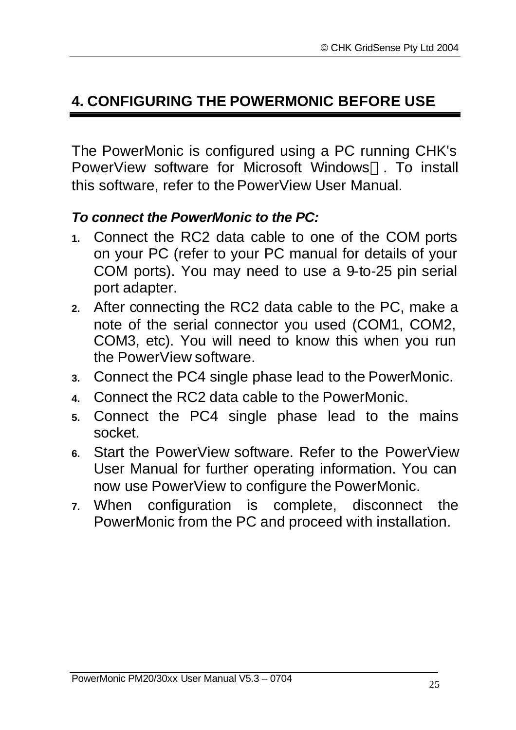# 4. CONFIGURING THE POWERMONIC BEFORE USE

The PowerMonic is configured using a PC running CHK's PowerView software for Microsoft Windows. To install this software, refer to the PowerView User Manual.

***To connect the PowerMonic to the PC:***

1. Connect the RC2 data cable to one of the COM ports on your PC (refer to your PC manual for details of your COM ports). You may need to use a 9-to-25 pin serial port adapter.
2. After connecting the RC2 data cable to the PC, make a note of the serial connector you used (COM1, COM2, COM3, etc). You will need to know this when you run the PowerView software.
3. Connect the PC4 single phase lead to the PowerMonic.
4. Connect the RC2 data cable to the PowerMonic.
5. Connect the PC4 single phase lead to the mains socket.
6. Start the PowerView software. Refer to the PowerView User Manual for further operating information. You can now use PowerView to configure the PowerMonic.
7. When configuration is complete, disconnect the PowerMonic from the PC and proceed with installation.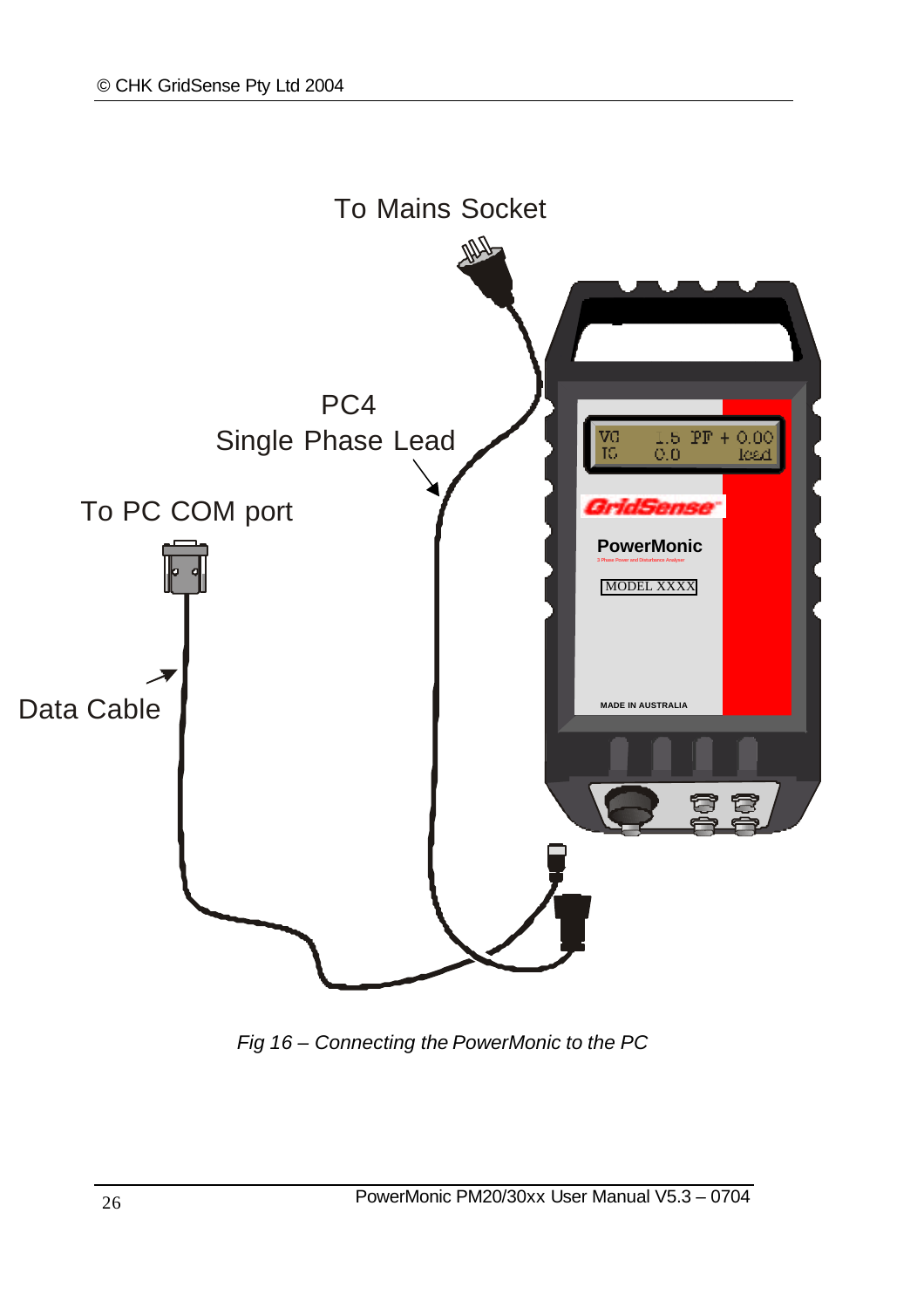To Mains Socket

PC4
Single Phase Lead

To PC COM port

Data Cable

*Fig 16 – Connecting the PowerMonic to the PC*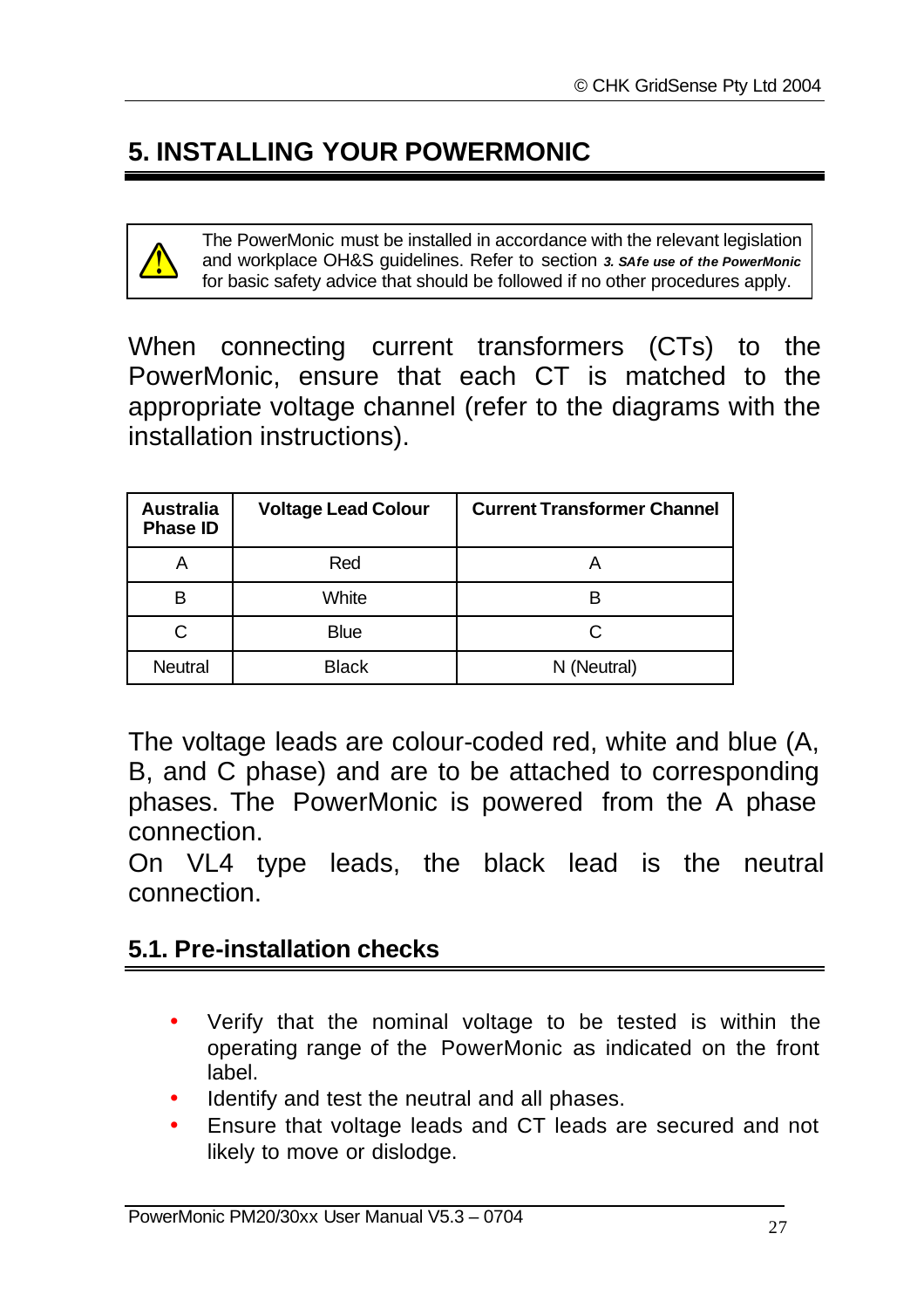# 5. INSTALLING YOUR POWERMONIC

⚠ The PowerMonic must be installed in accordance with the relevant legislation and workplace OH&S guidelines. Refer to section ***3. SAfe use of the PowerMonic*** for basic safety advice that should be followed if no other procedures apply.

When connecting current transformers (CTs) to the PowerMonic, ensure that each CT is matched to the appropriate voltage channel (refer to the diagrams with the installation instructions).

| Australia Phase ID | Voltage Lead Colour | Current Transformer Channel |
|---|---|---|
| A | Red | A |
| B | White | B |
| C | Blue | C |
| Neutral | Black | N (Neutral) |

The voltage leads are colour-coded red, white and blue (A, B, and C phase) and are to be attached to corresponding phases. The PowerMonic is powered from the A phase connection.

On VL4 type leads, the black lead is the neutral connection.

## 5.1. Pre-installation checks

- Verify that the nominal voltage to be tested is within the operating range of the PowerMonic as indicated on the front label.
- Identify and test the neutral and all phases.
- Ensure that voltage leads and CT leads are secured and not likely to move or dislodge.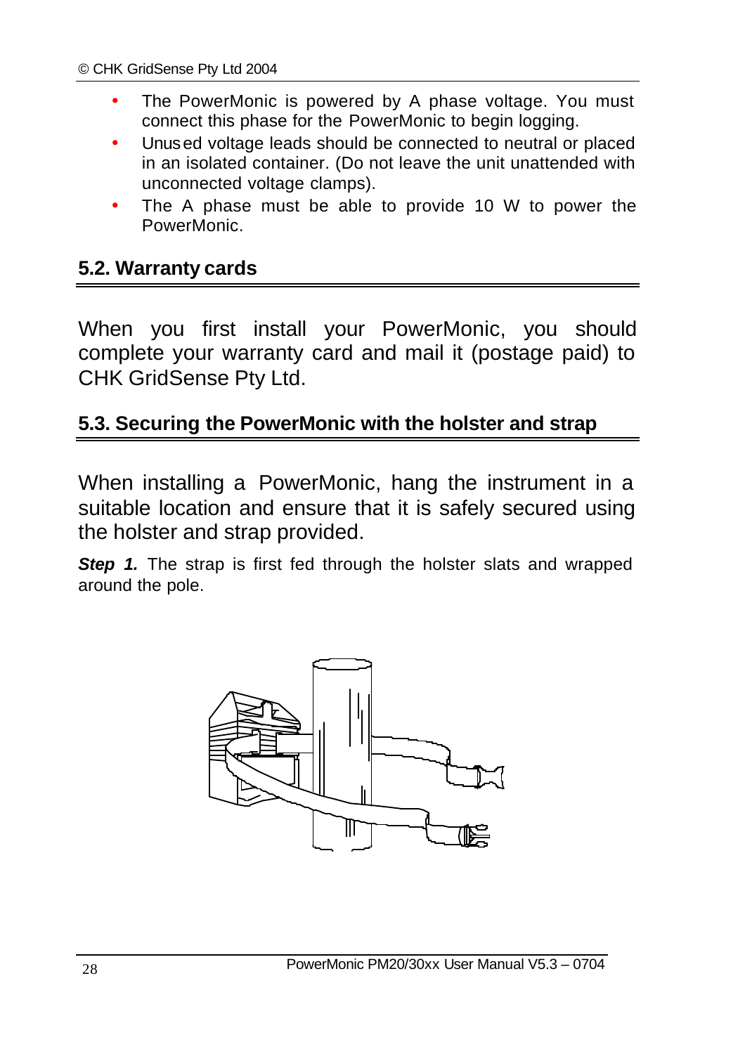- The PowerMonic is powered by A phase voltage. You must connect this phase for the PowerMonic to begin logging.
- Unused voltage leads should be connected to neutral or placed in an isolated container. (Do not leave the unit unattended with unconnected voltage clamps).
- The A phase must be able to provide 10 W to power the PowerMonic.

## 5.2. Warranty cards

When you first install your PowerMonic, you should complete your warranty card and mail it (postage paid) to CHK GridSense Pty Ltd.

## 5.3. Securing the PowerMonic with the holster and strap

When installing a PowerMonic, hang the instrument in a suitable location and ensure that it is safely secured using the holster and strap provided.

***Step 1.*** The strap is first fed through the holster slats and wrapped around the pole.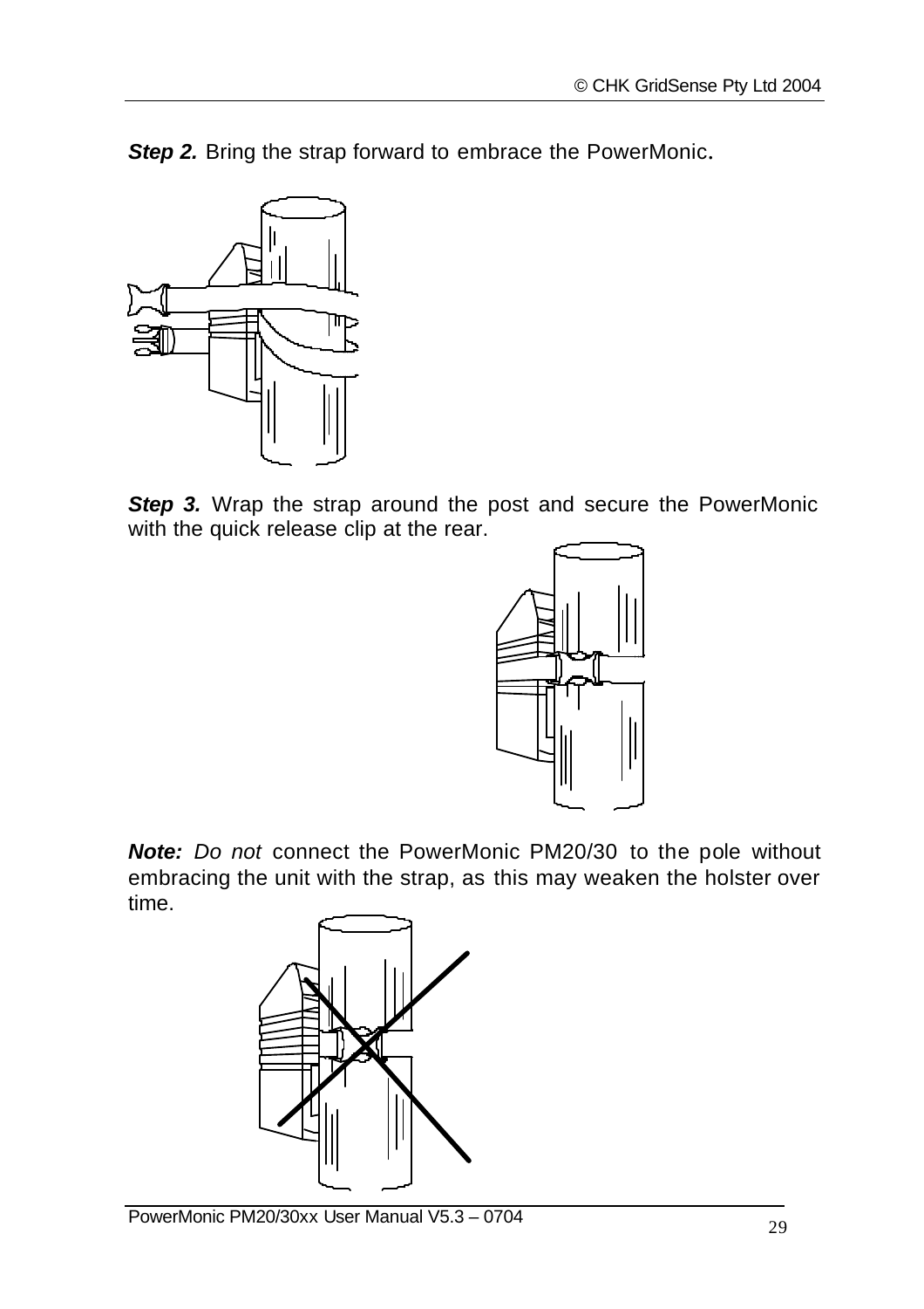***Step 2.*** Bring the strap forward to embrace the PowerMonic.

***Step 3.*** Wrap the strap around the post and secure the PowerMonic with the quick release clip at the rear.

***Note:*** *Do not* connect the PowerMonic PM20/30 to the pole without embracing the unit with the strap, as this may weaken the holster over time.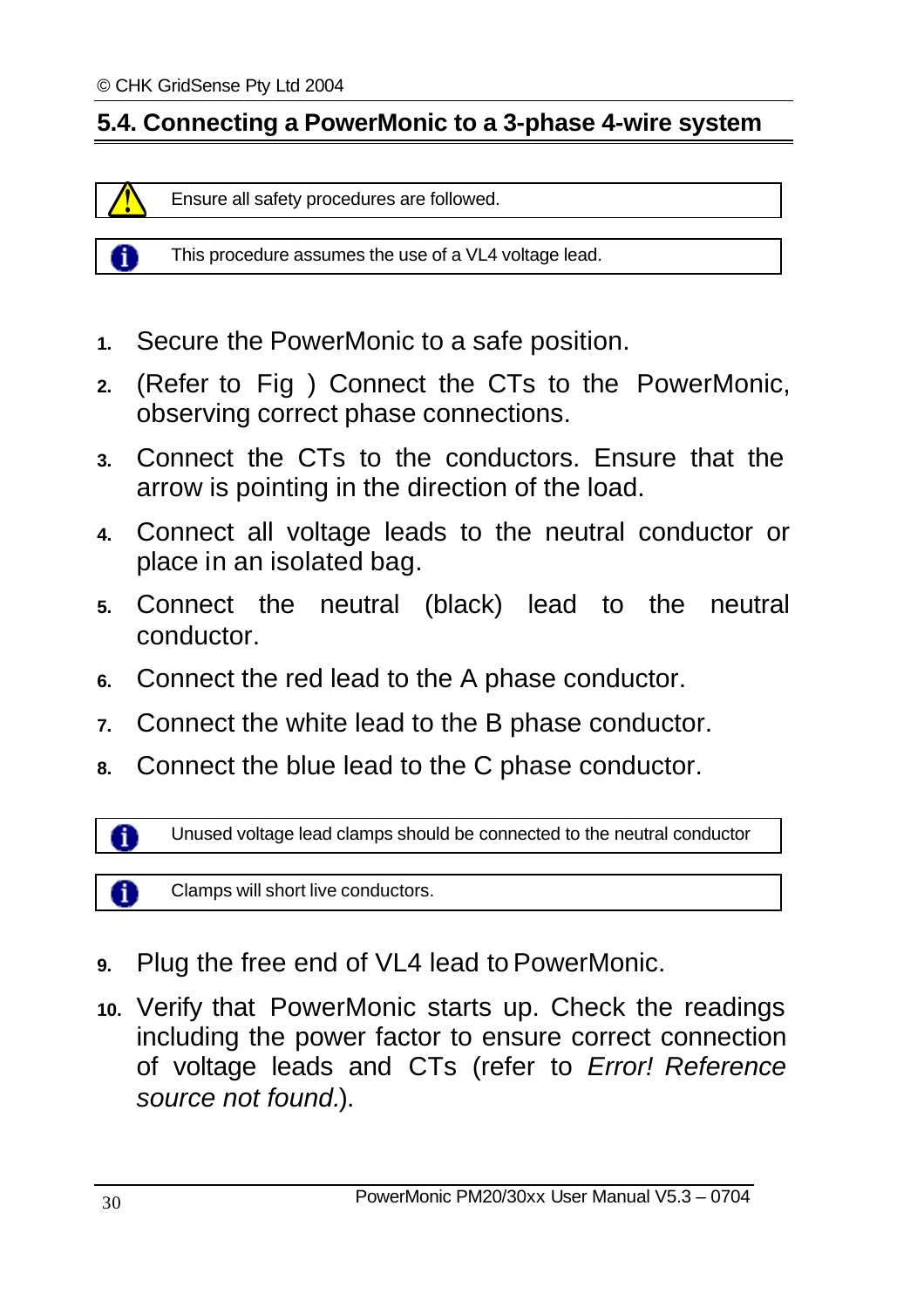## 5.4. Connecting a PowerMonic to a 3-phase 4-wire system

| ⚠ | Ensure all safety procedures are followed. |
|---|---|

| ℹ | This procedure assumes the use of a VL4 voltage lead. |
|---|---|

1. Secure the PowerMonic to a safe position.
2. (Refer to Fig ) Connect the CTs to the PowerMonic, observing correct phase connections.
3. Connect the CTs to the conductors. Ensure that the arrow is pointing in the direction of the load.
4. Connect all voltage leads to the neutral conductor or place in an isolated bag.
5. Connect the neutral (black) lead to the neutral conductor.
6. Connect the red lead to the A phase conductor.
7. Connect the white lead to the B phase conductor.
8. Connect the blue lead to the C phase conductor.

| ℹ | Unused voltage lead clamps should be connected to the neutral conductor |
|---|---|

| ℹ | Clamps will short live conductors. |
|---|---|

9. Plug the free end of VL4 lead to PowerMonic.
10. Verify that PowerMonic starts up. Check the readings including the power factor to ensure correct connection of voltage leads and CTs (refer to *Error! Reference source not found.*).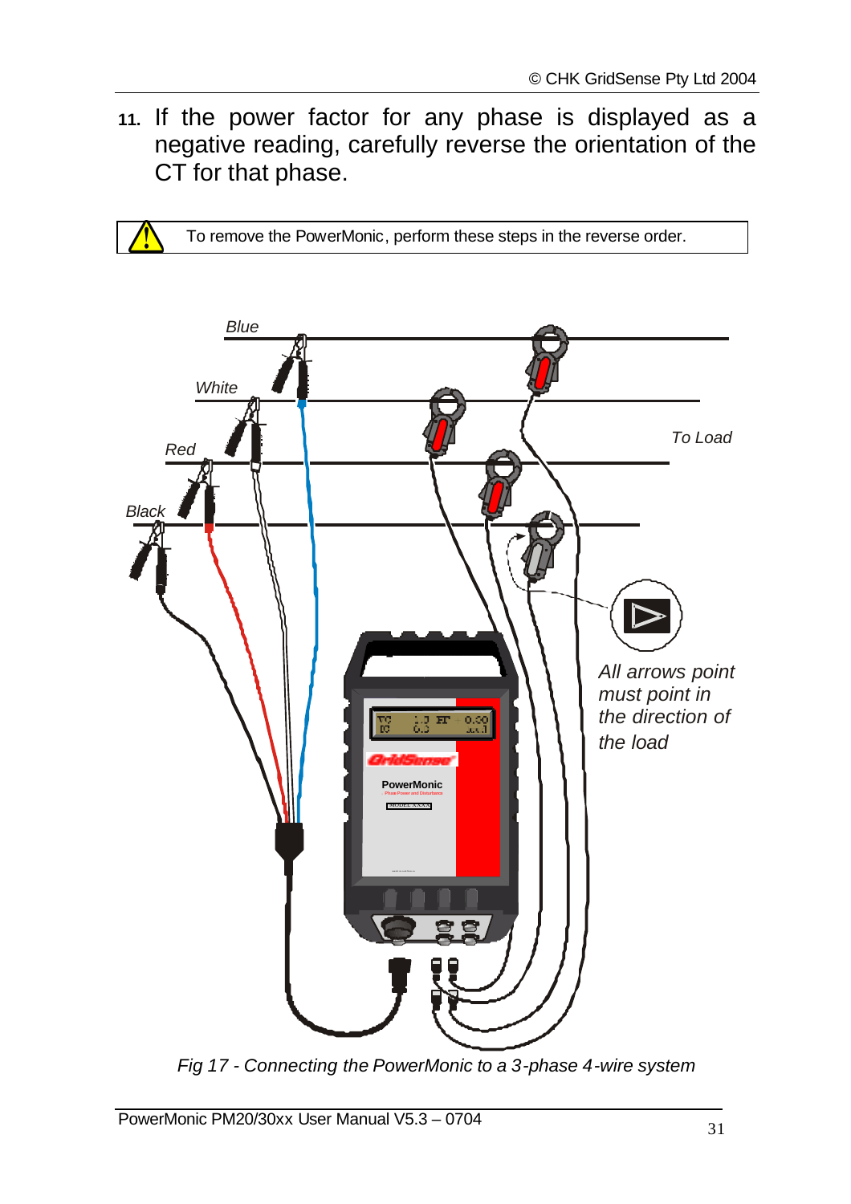11. If the power factor for any phase is displayed as a negative reading, carefully reverse the orientation of the CT for that phase.

⚠ To remove the PowerMonic, perform these steps in the reverse order.

Blue

White

Red

Black

To Load

*All arrows point must point in the direction of the load*

*Fig 17 - Connecting the PowerMonic to a 3-phase 4-wire system*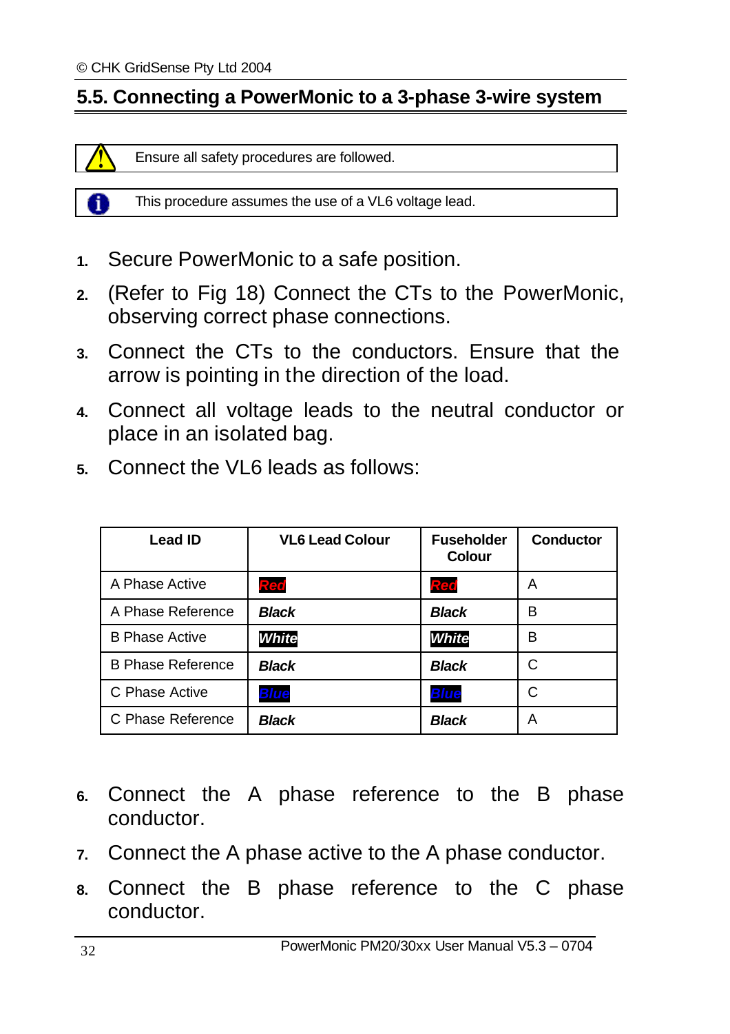## 5.5. Connecting a PowerMonic to a 3-phase 3-wire system

Ensure all safety procedures are followed.

This procedure assumes the use of a VL6 voltage lead.

1. Secure PowerMonic to a safe position.
2. (Refer to Fig 18) Connect the CTs to the PowerMonic, observing correct phase connections.
3. Connect the CTs to the conductors. Ensure that the arrow is pointing in the direction of the load.
4. Connect all voltage leads to the neutral conductor or place in an isolated bag.
5. Connect the VL6 leads as follows:

| Lead ID | VL6 Lead Colour | Fuseholder Colour | Conductor |
|---|---|---|---|
| A Phase Active | ***Red*** | ***Red*** | A |
| A Phase Reference | ***Black*** | ***Black*** | B |
| B Phase Active | ***White*** | ***White*** | B |
| B Phase Reference | ***Black*** | ***Black*** | C |
| C Phase Active | ***Blue*** | ***Blue*** | C |
| C Phase Reference | ***Black*** | ***Black*** | A |

6. Connect the A phase reference to the B phase conductor.
7. Connect the A phase active to the A phase conductor.
8. Connect the B phase reference to the C phase conductor.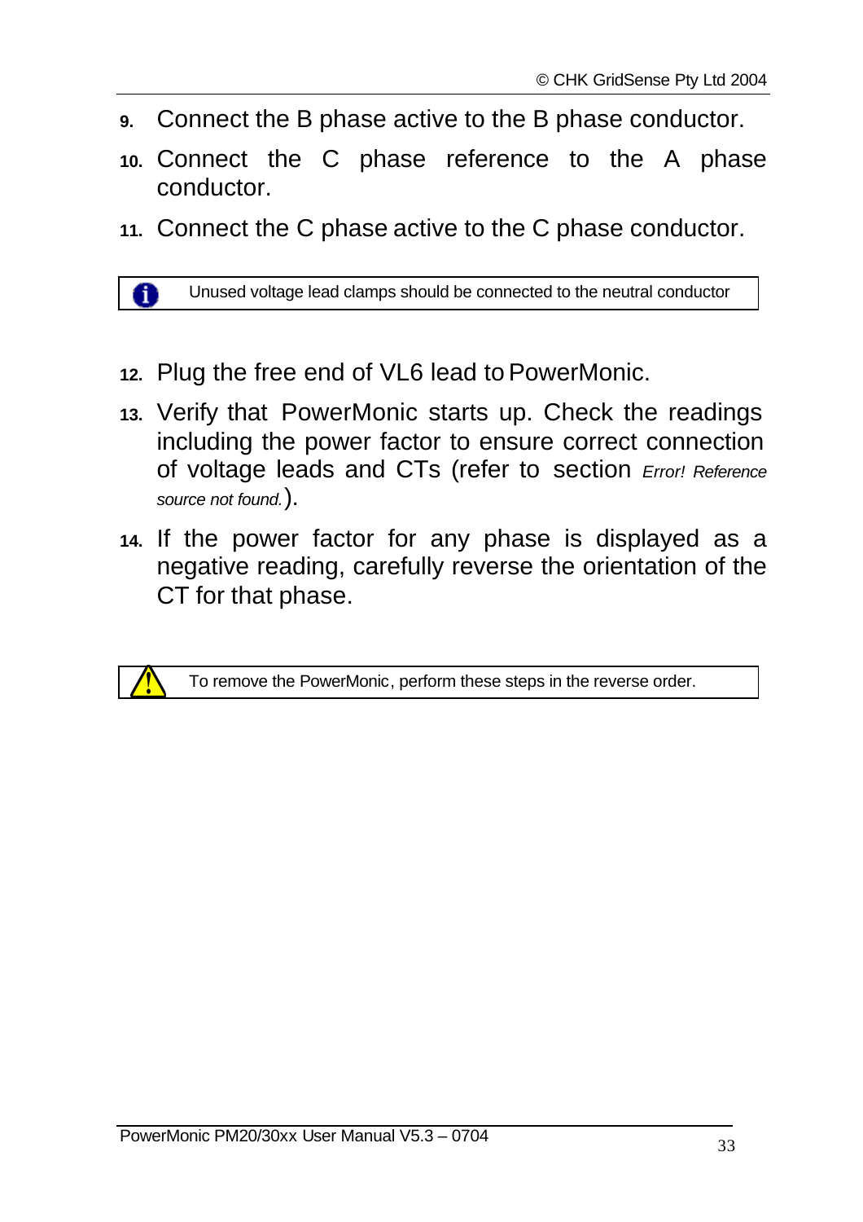9. Connect the B phase active to the B phase conductor.
10. Connect the C phase reference to the A phase conductor.
11. Connect the C phase active to the C phase conductor.

> Unused voltage lead clamps should be connected to the neutral conductor

12. Plug the free end of VL6 lead to PowerMonic.
13. Verify that PowerMonic starts up. Check the readings including the power factor to ensure correct connection of voltage leads and CTs (refer to section *Error! Reference source not found.*).
14. If the power factor for any phase is displayed as a negative reading, carefully reverse the orientation of the CT for that phase.

> To remove the PowerMonic, perform these steps in the reverse order.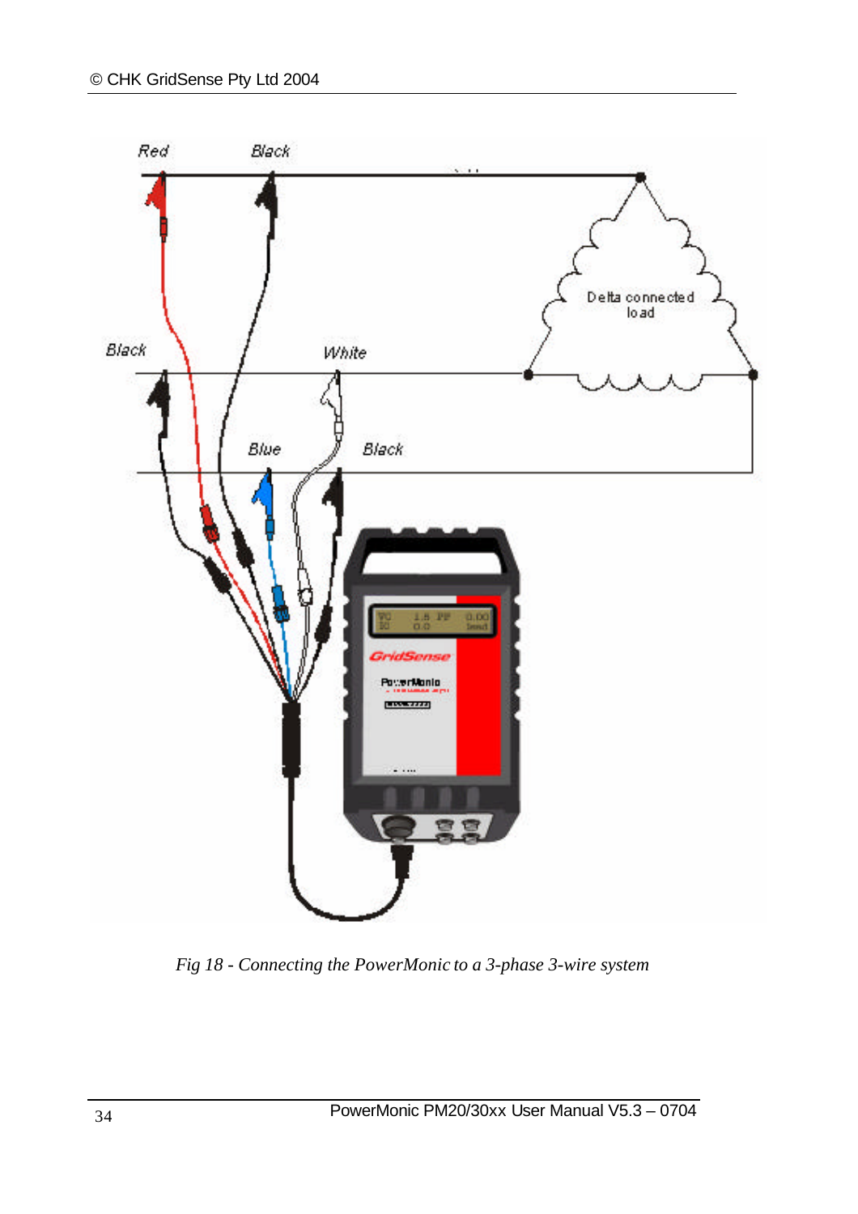Fig 18 - Connecting the PowerMonic to a 3-phase 3-wire system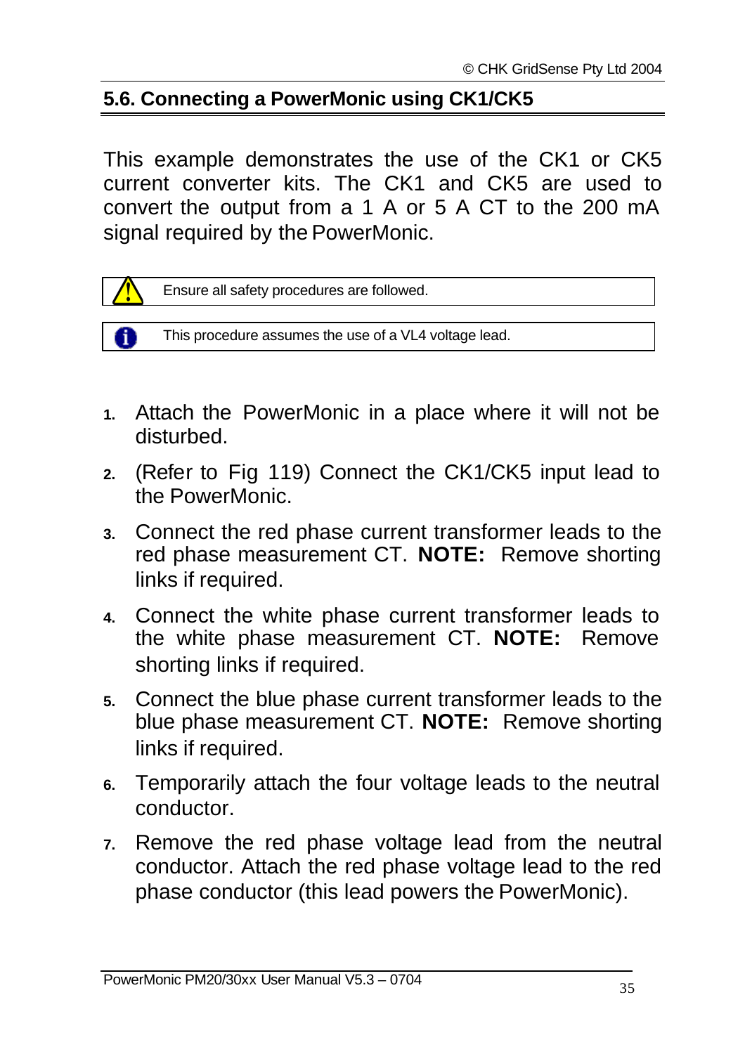## 5.6. Connecting a PowerMonic using CK1/CK5

This example demonstrates the use of the CK1 or CK5 current converter kits. The CK1 and CK5 are used to convert the output from a 1 A or 5 A CT to the 200 mA signal required by the PowerMonic.

| ⚠ | Ensure all safety procedures are followed. |
|---|---|

| ℹ | This procedure assumes the use of a VL4 voltage lead. |
|---|---|

1. Attach the PowerMonic in a place where it will not be disturbed.
2. (Refer to Fig 119) Connect the CK1/CK5 input lead to the PowerMonic.
3. Connect the red phase current transformer leads to the red phase measurement CT. **NOTE:** Remove shorting links if required.
4. Connect the white phase current transformer leads to the white phase measurement CT. **NOTE:** Remove shorting links if required.
5. Connect the blue phase current transformer leads to the blue phase measurement CT. **NOTE:** Remove shorting links if required.
6. Temporarily attach the four voltage leads to the neutral conductor.
7. Remove the red phase voltage lead from the neutral conductor. Attach the red phase voltage lead to the red phase conductor (this lead powers the PowerMonic).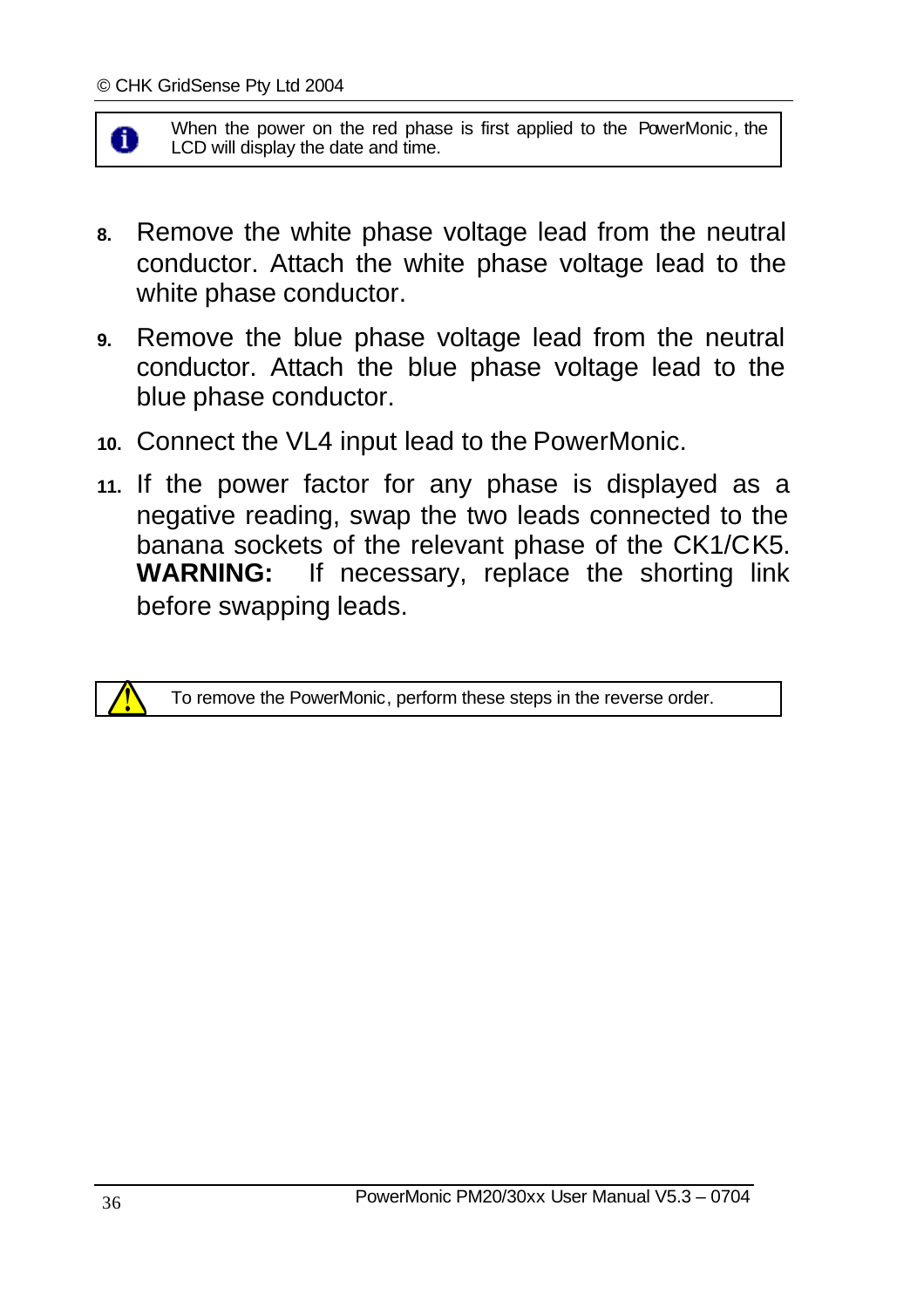> When the power on the red phase is first applied to the PowerMonic, the LCD will display the date and time.

8. Remove the white phase voltage lead from the neutral conductor. Attach the white phase voltage lead to the white phase conductor.
9. Remove the blue phase voltage lead from the neutral conductor. Attach the blue phase voltage lead to the blue phase conductor.
10. Connect the VL4 input lead to the PowerMonic.
11. If the power factor for any phase is displayed as a negative reading, swap the two leads connected to the banana sockets of the relevant phase of the CK1/CK5. **WARNING:** If necessary, replace the shorting link before swapping leads.

> To remove the PowerMonic, perform these steps in the reverse order.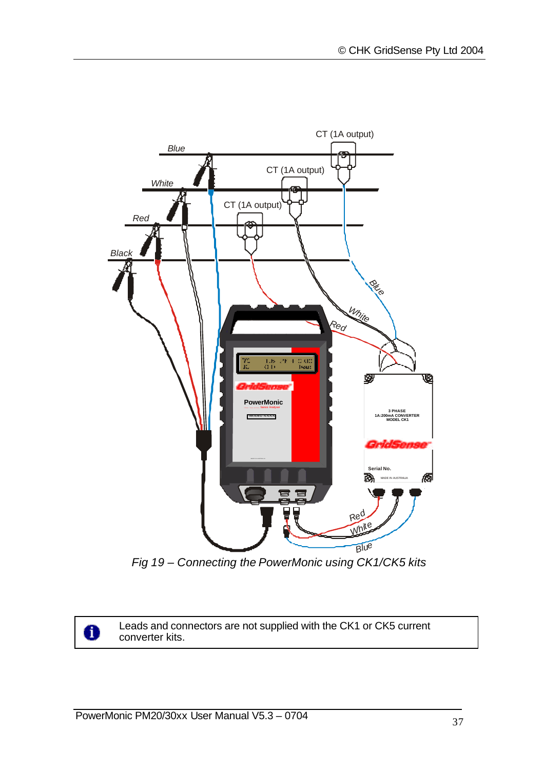*Fig 19 – Connecting the PowerMonic using CK1/CK5 kits*

Leads and connectors are not supplied with the CK1 or CK5 current converter kits.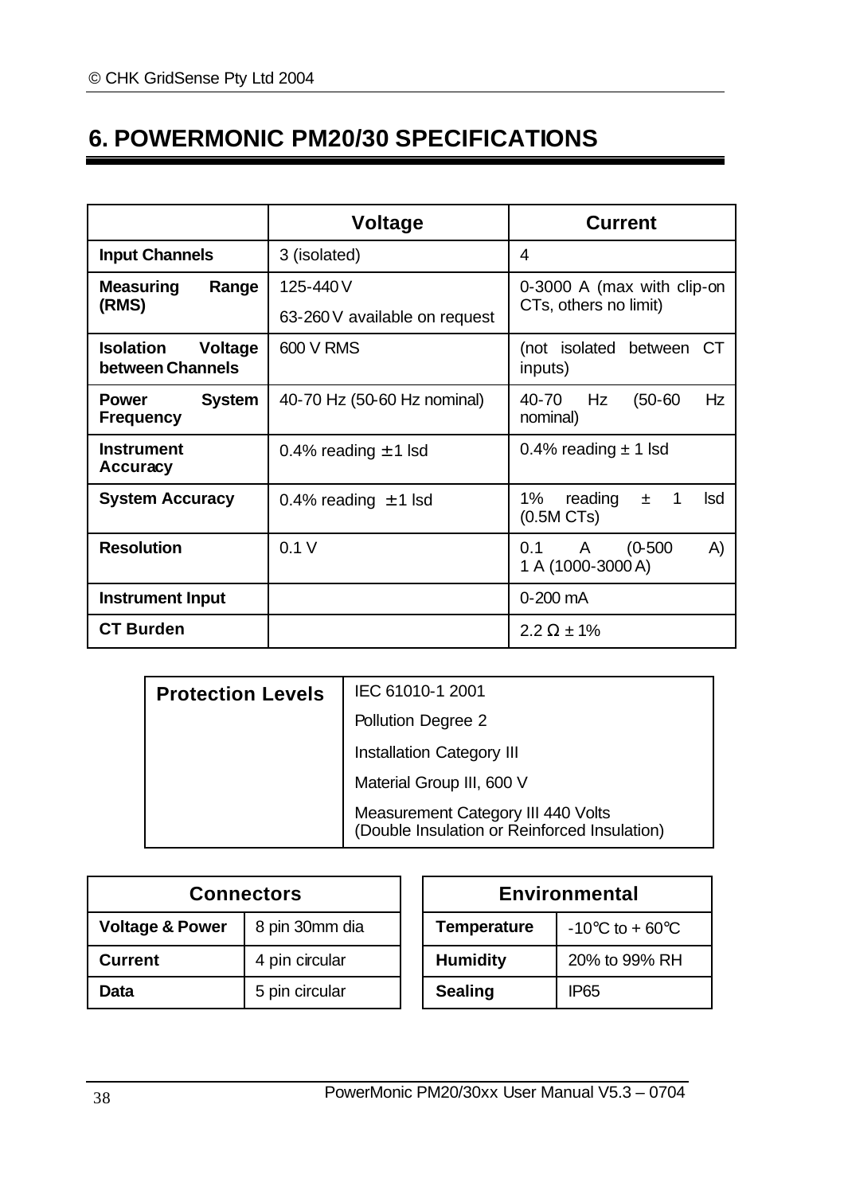# 6. POWERMONIC PM20/30 SPECIFICATIONS

| | Voltage | Current |
|---|---|---|
| **Input Channels** | 3 (isolated) | 4 |
| **Measuring Range (RMS)** | 125-440 V<br>63-260 V available on request | 0-3000 A (max with clip-on CTs, others no limit) |
| **Isolation Voltage between Channels** | 600 V RMS | (not isolated between CT inputs) |
| **Power System Frequency** | 40-70 Hz (50-60 Hz nominal) | 40-70 Hz (50-60 Hz nominal) |
| **Instrument Accuracy** | 0.4% reading ± 1 lsd | 0.4% reading ± 1 lsd |
| **System Accuracy** | 0.4% reading ± 1 lsd | 1% reading ± 1 lsd (0.5M CTs) |
| **Resolution** | 0.1 V | 0.1 A (0-500 A)<br>1 A (1000-3000 A) |
| **Instrument Input** | | 0-200 mA |
| **CT Burden** | | 2.2 Ω ± 1% |

| **Protection Levels** | |
|---|---|
| | IEC 61010-1 2001 |
| | Pollution Degree 2 |
| | Installation Category III |
| | Material Group III, 600 V |
| | Measurement Category III 440 Volts (Double Insulation or Reinforced Insulation) |

| Connectors | |
|---|---|
| **Voltage & Power** | 8 pin 30mm dia |
| **Current** | 4 pin circular |
| **Data** | 5 pin circular |

| Environmental | |
|---|---|
| **Temperature** | -10°C to + 60°C |
| **Humidity** | 20% to 99% RH |
| **Sealing** | IP65 |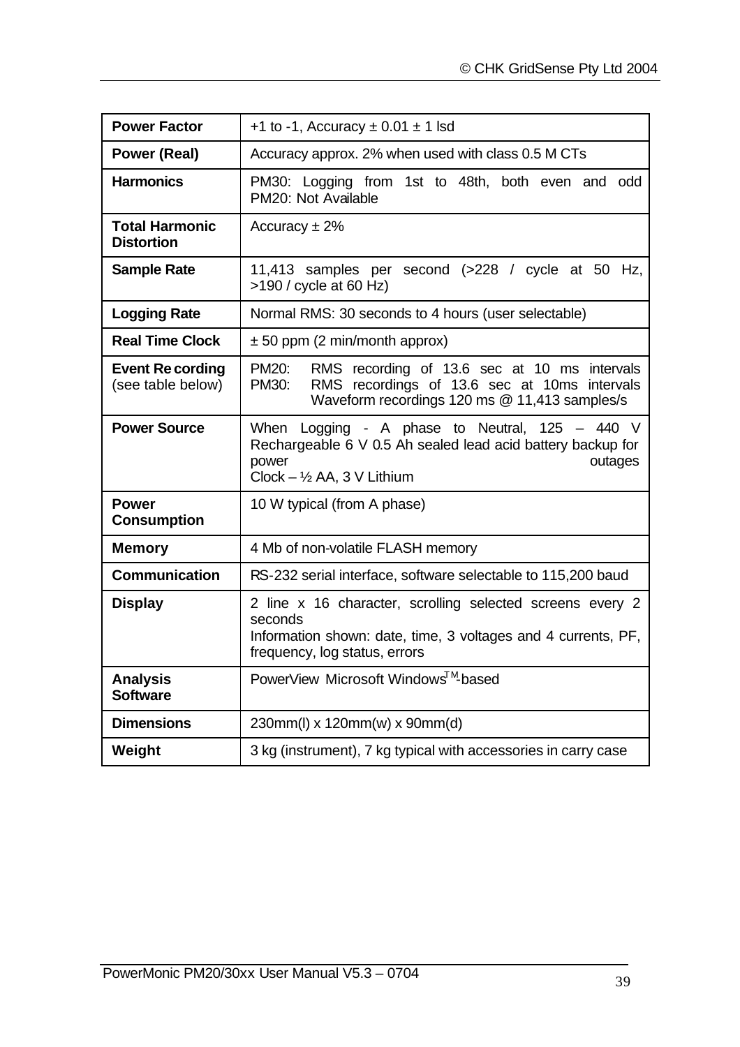| | |
|---|---|
| **Power Factor** | +1 to -1, Accuracy ± 0.01 ± 1 lsd |
| **Power (Real)** | Accuracy approx. 2% when used with class 0.5 M CTs |
| **Harmonics** | PM30: Logging from 1st to 48th, both even and odd<br>PM20: Not Available |
| **Total Harmonic Distortion** | Accuracy ± 2% |
| **Sample Rate** | 11,413 samples per second (>228 / cycle at 50 Hz, >190 / cycle at 60 Hz) |
| **Logging Rate** | Normal RMS: 30 seconds to 4 hours (user selectable) |
| **Real Time Clock** | ± 50 ppm (2 min/month approx) |
| **Event Recording** (see table below) | PM20: RMS recording of 13.6 sec at 10 ms intervals<br>PM30: RMS recordings of 13.6 sec at 10ms intervals<br>Waveform recordings 120 ms @ 11,413 samples/s |
| **Power Source** | When Logging - A phase to Neutral, 125 – 440 V<br>Rechargeable 6 V 0.5 Ah sealed lead acid battery backup for power outages<br>Clock – ½ AA, 3 V Lithium |
| **Power Consumption** | 10 W typical (from A phase) |
| **Memory** | 4 Mb of non-volatile FLASH memory |
| **Communication** | RS-232 serial interface, software selectable to 115,200 baud |
| **Display** | 2 line x 16 character, scrolling selected screens every 2 seconds<br>Information shown: date, time, 3 voltages and 4 currents, PF, frequency, log status, errors |
| **Analysis Software** | PowerView Microsoft Windows™-based |
| **Dimensions** | 230mm(l) x 120mm(w) x 90mm(d) |
| **Weight** | 3 kg (instrument), 7 kg typical with accessories in carry case |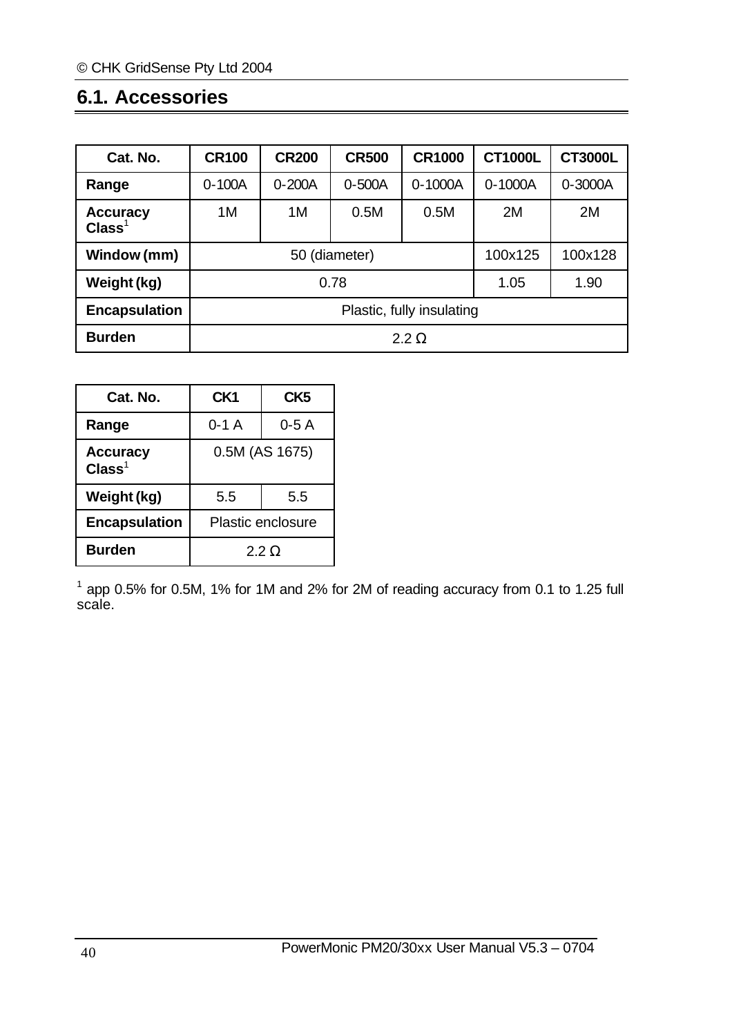## 6.1. Accessories

| Cat. No. | CR100 | CR200 | CR500 | CR1000 | CT1000L | CT3000L |
|---|---|---|---|---|---|---|
| **Range** | 0-100A | 0-200A | 0-500A | 0-1000A | 0-1000A | 0-3000A |
| **Accuracy Class**[1] | 1M | 1M | 0.5M | 0.5M | 2M | 2M |
| **Window (mm)** | 50 (diameter) | | | | 100x125 | 100x128 |
| **Weight (kg)** | 0.78 | | | | 1.05 | 1.90 |
| **Encapsulation** | Plastic, fully insulating | | | | | |
| **Burden** | 2.2 Ω | | | | | |

| Cat. No. | CK1 | CK5 |
|---|---|---|
| **Range** | 0-1 A | 0-5 A |
| **Accuracy Class**[1] | 0.5M (AS 1675) | |
| **Weight (kg)** | 5.5 | 5.5 |
| **Encapsulation** | Plastic enclosure | |
| **Burden** | 2.2 Ω | |

[1] app 0.5% for 0.5M, 1% for 1M and 2% for 2M of reading accuracy from 0.1 to 1.25 full scale.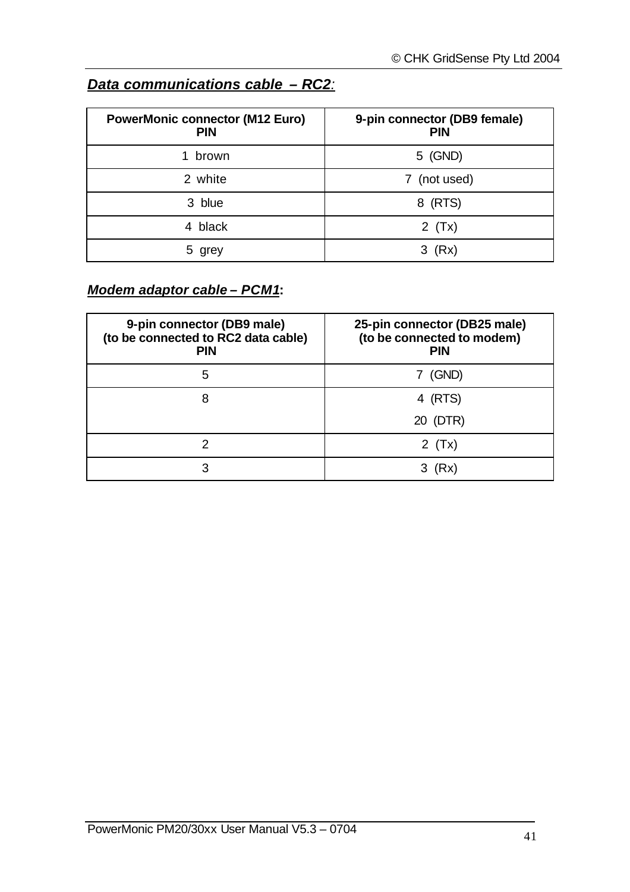***Data communications cable – RC2:***

| PowerMonic connector (M12 Euro) PIN | 9-pin connector (DB9 female) PIN |
|---|---|
| 1 brown | 5 (GND) |
| 2 white | 7 (not used) |
| 3 blue | 8 (RTS) |
| 4 black | 2 (Tx) |
| 5 grey | 3 (Rx) |

***Modem adaptor cable – PCM1*:**

| 9-pin connector (DB9 male) (to be connected to RC2 data cable) PIN | 25-pin connector (DB25 male) (to be connected to modem) PIN |
|---|---|
| 5 | 7 (GND) |
| 8 | 4 (RTS)<br>20 (DTR) |
| 2 | 2 (Tx) |
| 3 | 3 (Rx) |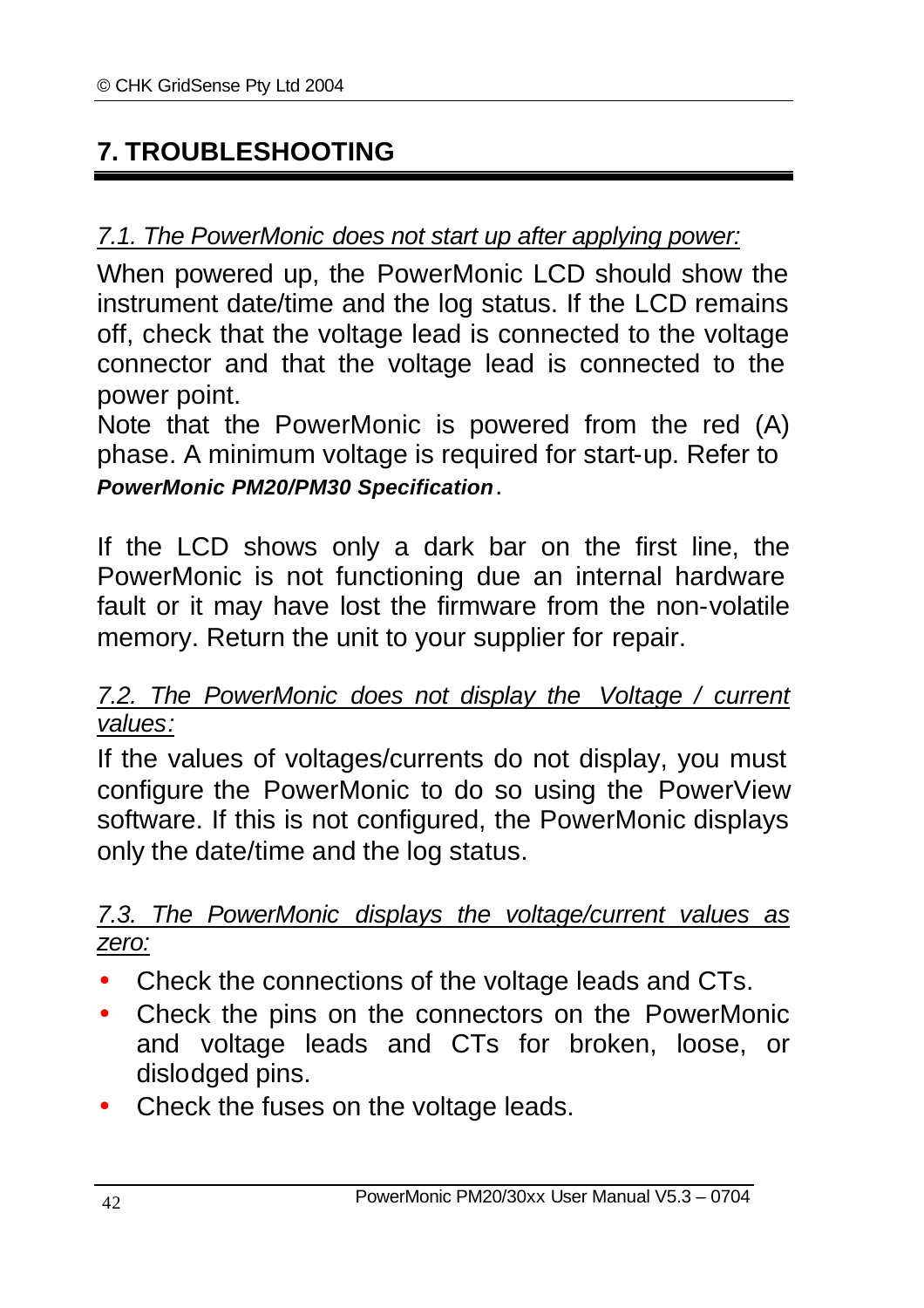# 7. TROUBLESHOOTING

*7.1. The PowerMonic does not start up after applying power:*

When powered up, the PowerMonic LCD should show the instrument date/time and the log status. If the LCD remains off, check that the voltage lead is connected to the voltage connector and that the voltage lead is connected to the power point.

Note that the PowerMonic is powered from the red (A) phase. A minimum voltage is required for start-up. Refer to ***PowerMonic PM20/PM30 Specification***.

If the LCD shows only a dark bar on the first line, the PowerMonic is not functioning due an internal hardware fault or it may have lost the firmware from the non-volatile memory. Return the unit to your supplier for repair.

*7.2. The PowerMonic does not display the Voltage / current values:*

If the values of voltages/currents do not display, you must configure the PowerMonic to do so using the PowerView software. If this is not configured, the PowerMonic displays only the date/time and the log status.

*7.3. The PowerMonic displays the voltage/current values as zero:*

- Check the connections of the voltage leads and CTs.
- Check the pins on the connectors on the PowerMonic and voltage leads and CTs for broken, loose, or dislodged pins.
- Check the fuses on the voltage leads.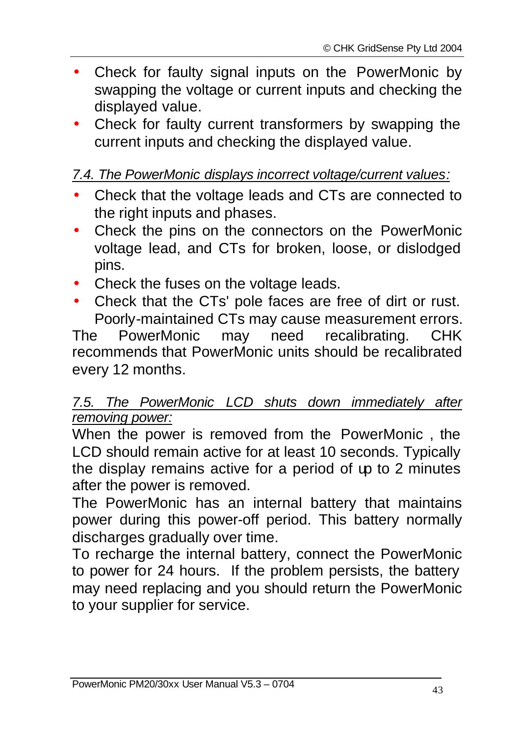- Check for faulty signal inputs on the PowerMonic by swapping the voltage or current inputs and checking the displayed value.
- Check for faulty current transformers by swapping the current inputs and checking the displayed value.

### *7.4. The PowerMonic displays incorrect voltage/current values:*

- Check that the voltage leads and CTs are connected to the right inputs and phases.
- Check the pins on the connectors on the PowerMonic voltage lead, and CTs for broken, loose, or dislodged pins.
- Check the fuses on the voltage leads.
- Check that the CTs' pole faces are free of dirt or rust. Poorly-maintained CTs may cause measurement errors.

The PowerMonic may need recalibrating. CHK recommends that PowerMonic units should be recalibrated every 12 months.

### *7.5. The PowerMonic LCD shuts down immediately after removing power:*

When the power is removed from the PowerMonic , the LCD should remain active for at least 10 seconds. Typically the display remains active for a period of up to 2 minutes after the power is removed.

The PowerMonic has an internal battery that maintains power during this power-off period. This battery normally discharges gradually over time.

To recharge the internal battery, connect the PowerMonic to power for 24 hours. If the problem persists, the battery may need replacing and you should return the PowerMonic to your supplier for service.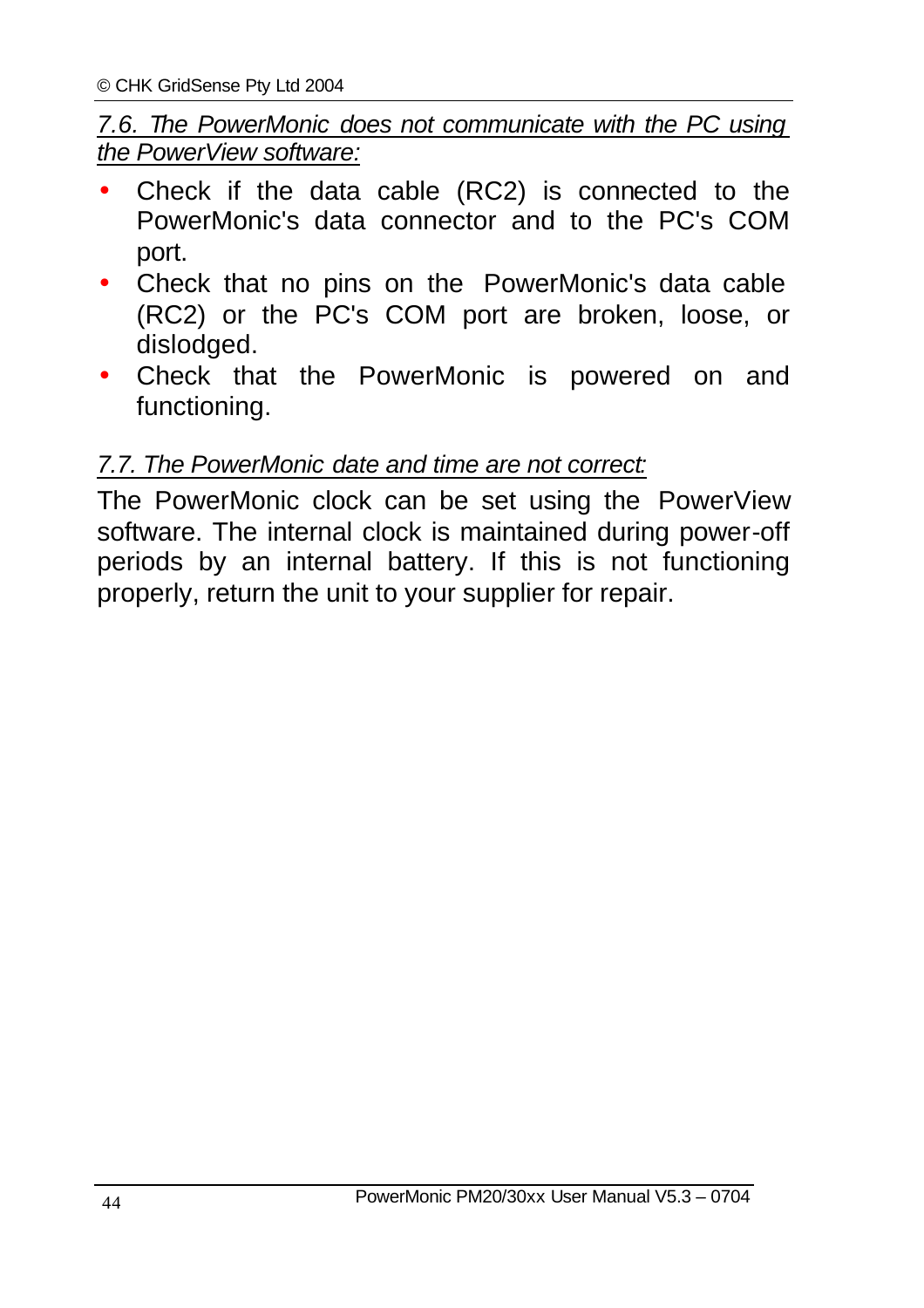*7.6. The PowerMonic does not communicate with the PC using the PowerView software:*

- Check if the data cable (RC2) is connected to the PowerMonic's data connector and to the PC's COM port.
- Check that no pins on the PowerMonic's data cable (RC2) or the PC's COM port are broken, loose, or dislodged.
- Check that the PowerMonic is powered on and functioning.

*7.7. The PowerMonic date and time are not correct:*

The PowerMonic clock can be set using the PowerView software. The internal clock is maintained during power-off periods by an internal battery. If this is not functioning properly, return the unit to your supplier for repair.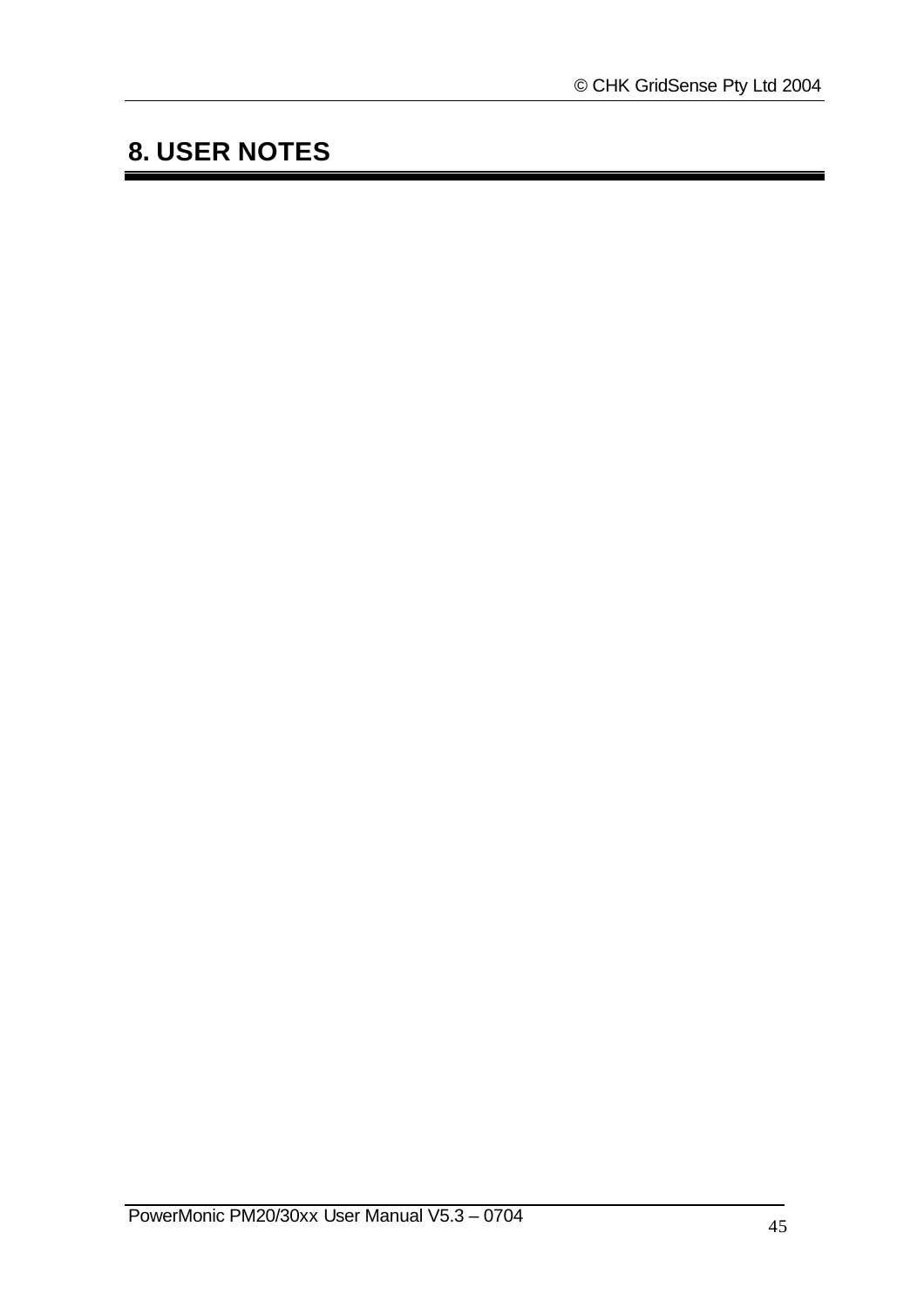# 8. USER NOTES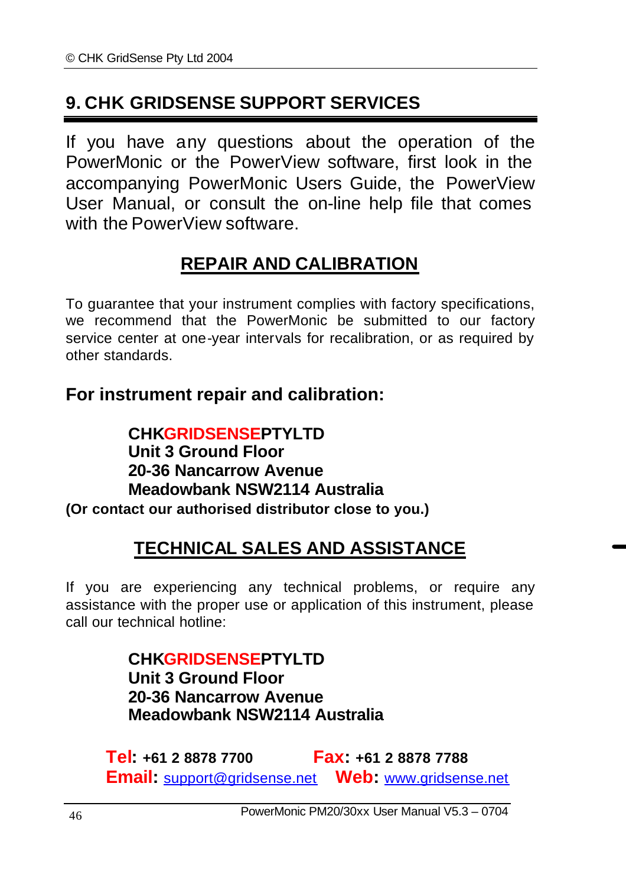# 9. CHK GRIDSENSE SUPPORT SERVICES

If you have any questions about the operation of the PowerMonic or the PowerView software, first look in the accompanying PowerMonic Users Guide, the PowerView User Manual, or consult the on-line help file that comes with the PowerView software.

## REPAIR AND CALIBRATION

To guarantee that your instrument complies with factory specifications, we recommend that the PowerMonic be submitted to our factory service center at one-year intervals for recalibration, or as required by other standards.

### For instrument repair and calibration:

**CHKGRIDSENSEPTYLTD**
**Unit 3 Ground Floor**
**20-36 Nancarrow Avenue**
**Meadowbank NSW2114 Australia**

**(Or contact our authorised distributor close to you.)**

## TECHNICAL SALES AND ASSISTANCE

If you are experiencing any technical problems, or require any assistance with the proper use or application of this instrument, please call our technical hotline:

**CHKGRIDSENSEPTYLTD**
**Unit 3 Ground Floor**
**20-36 Nancarrow Avenue**
**Meadowbank NSW2114 Australia**

**Tel: +61 2 8878 7700** **Fax: +61 2 8878 7788**
**Email:** support@gridsense.net **Web:** www.gridsense.net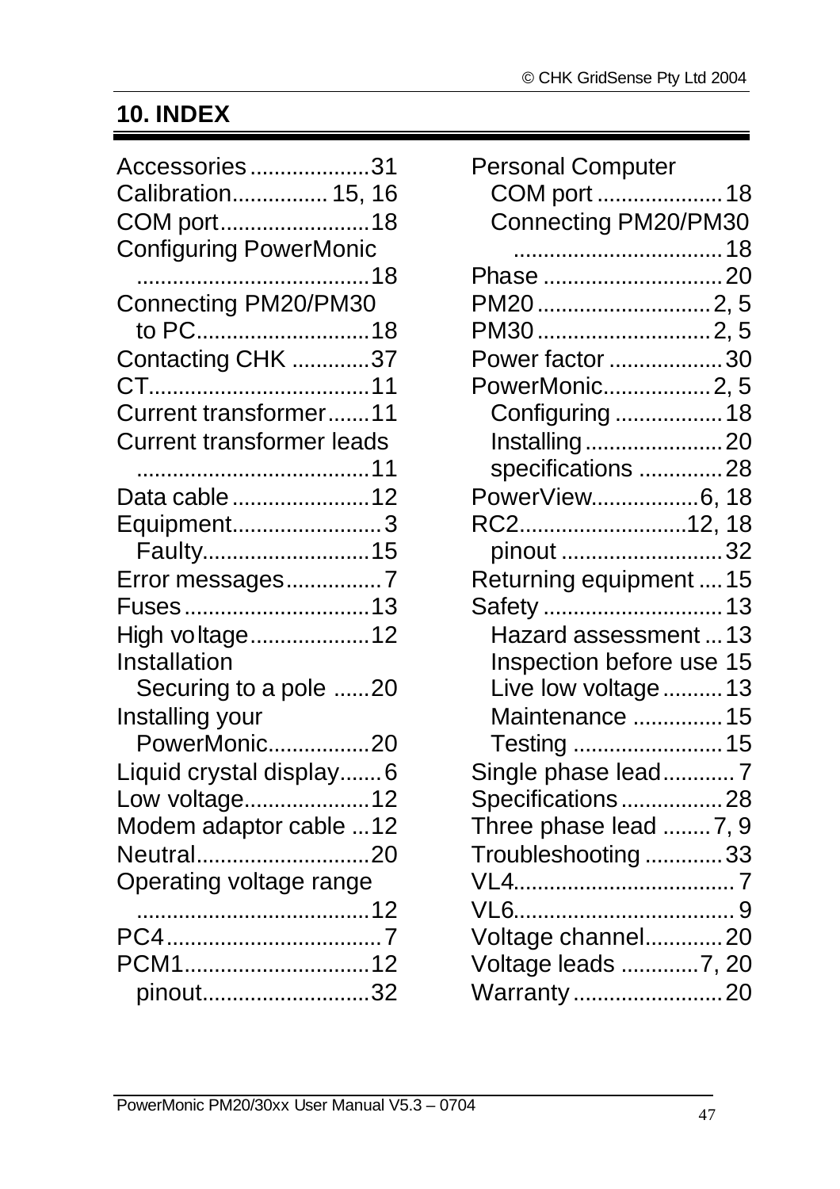## 10. INDEX

Accessories....................31
Calibration................ 15, 16
COM port.........................18
Configuring PowerMonic
  .......................................18
Connecting PM20/PM30
  to PC.............................18
Contacting CHK .............37
CT....................................11
Current transformer.......11
Current transformer leads
  .......................................11
Data cable .......................12
Equipment.........................3
  Faulty............................15
Error messages................7
Fuses...............................13
High voltage....................12
Installation
  Securing to a pole ......20
Installing your
  PowerMonic.................20
Liquid crystal display.......6
Low voltage.....................12
Modem adaptor cable ...12
Neutral.............................20
Operating voltage range
  .......................................12
PC4....................................7
PCM1...............................12
  pinout............................32

Personal Computer
  COM port .....................18
  Connecting PM20/PM30
  ....................................18
Phase ..............................20
PM20 .............................2, 5
PM30 .............................2, 5
Power factor ...................30
PowerMonic..................2, 5
  Configuring ..................18
  Installing .......................20
  specifications ..............28
PowerView..................6, 18
RC2...........................12, 18
  pinout ...........................32
Returning equipment ....15
Safety ..............................13
  Hazard assessment ...13
  Inspection before use 15
  Live low voltage..........13
  Maintenance ...............15
  Testing .........................15
Single phase lead............7
Specifications.................28
Three phase lead ........7, 9
Troubleshooting .............33
VL4.....................................7
VL6.....................................9
Voltage channel.............20
Voltage leads .............7, 20
Warranty.........................20